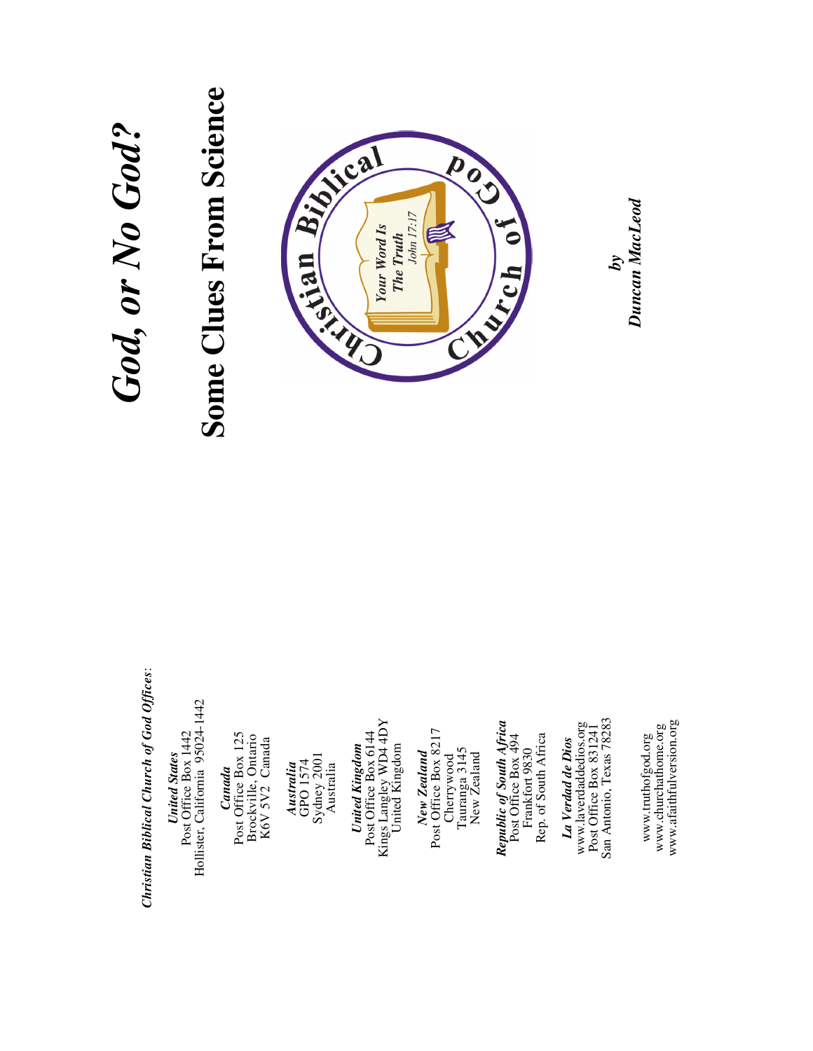# God, or No God?

## Some Clues From Science

Christian Biblical Church of God

Your Word Is The Truth
John 17:17

by
*Duncan MacLeod*

***Christian Biblical Church of God Offices:***

***United States***
Post Office Box 1442
Hollister, California 95024-1442

***Canada***
Post Office Box 125
Brockville, Ontario
K6V 5V2 Canada

***Australia***
GPO 1574
Sydney 2001
Australia

***United Kingdom***
Post Office Box 6144
Kings Langley WD4 4DY
United Kingdom

***New Zealand***
Post Office Box 8217
Cherrywood
Tauranga 3145
New Zealand

***Republic of South Africa***
Post Office Box 494
Frankfort 9830
Rep. of South Africa

***La Verdad de Dios***
www.laverdaddedios.org
Post Office Box 831241
San Antonio, Texas 78283

www.truthofgod.org
www.churchathome.org
www.afaithfulversion.org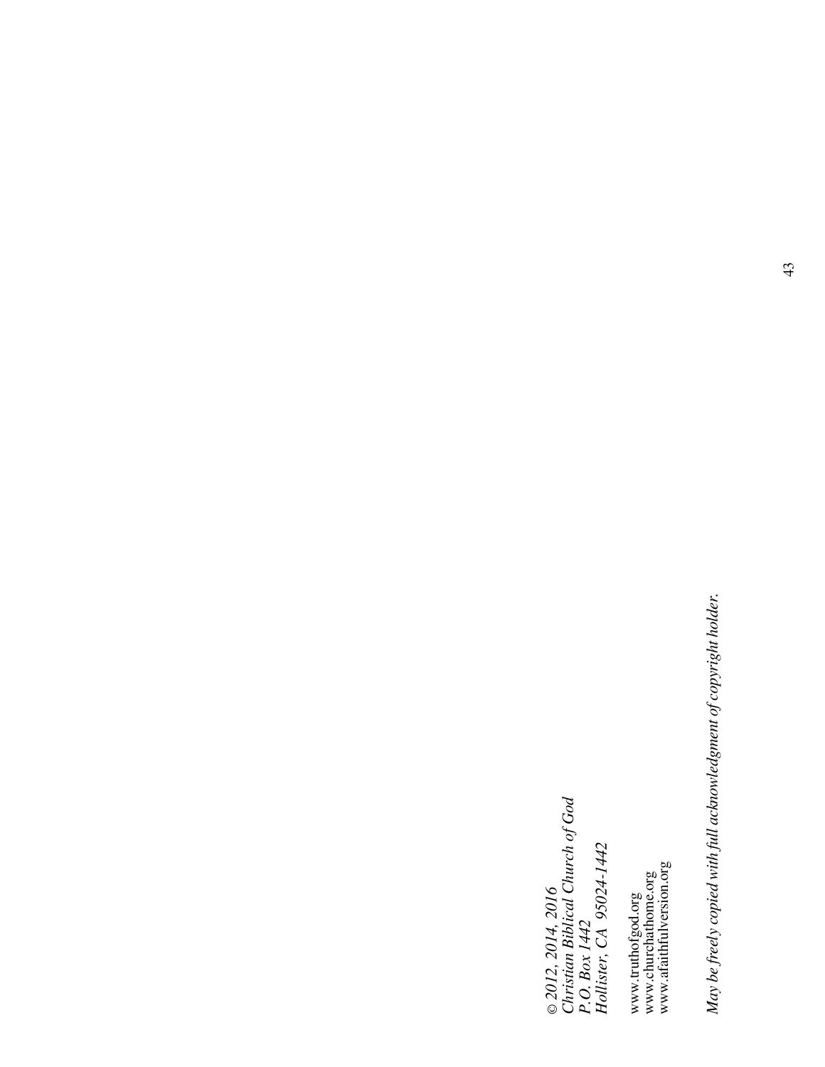*© 2012, 2014, 2016*
*Christian Biblical Church of God*
*P.O. Box 1442*
*Hollister, CA 95024-1442*

www.truthofgod.org
www.churchathome.org
www.afaithfulversion.org

*May be freely copied with full acknowledgment of copyright holder.*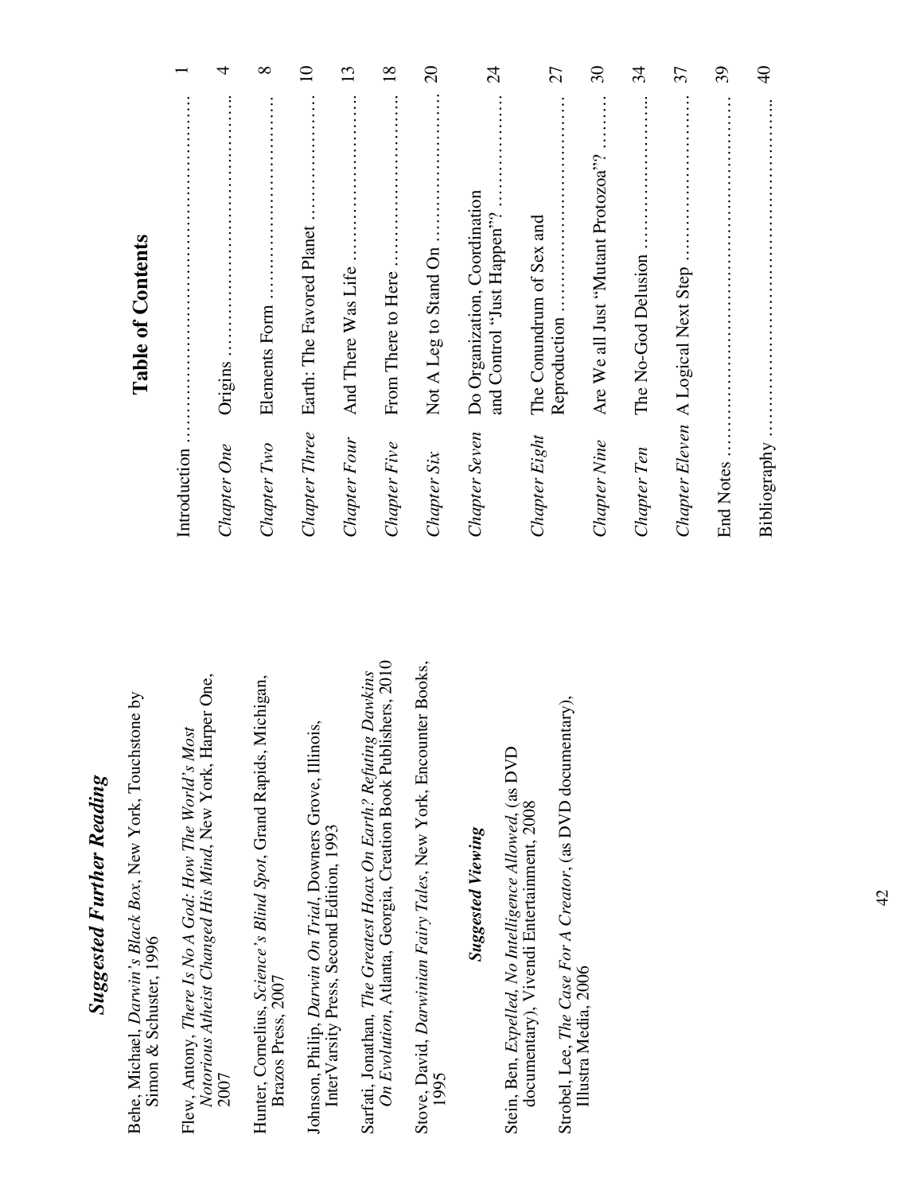## *Suggested Further Reading*

Behe, Michael, *Darwin's Black Box*, New York, Touchstone by Simon & Schuster, 1996

Flew, Antony, *There Is No A God: How The World's Most Notorious Atheist Changed His Mind*, New York, Harper One, 2007

Hunter, Cornelius, *Science's Blind Spot*, Grand Rapids, Michigan, Brazos Press, 2007

Johnson, Philip, *Darwin On Trial*, Downers Grove, Illinois, InterVarsity Press, Second Edition, 1993

Sarfati, Jonathan, *The Greatest Hoax On Earth? Refuting Dawkins On Evolution*, Atlanta, Georgia, Creation Book Publishers, 2010

Stove, David, *Darwinian Fairy Tales*, New York, Encounter Books, 1995

### *Suggested Viewing*

Stein, Ben, *Expelled, No Intelligence Allowed*, (as DVD documentary), Vivendi Entertainment, 2008

Strobel, Lee, *The Case For A Creator*, (as DVD documentary), Illustra Media, 2006

## Table of Contents

| | | |
|---|---|---|
| Introduction | | 1 |
| *Chapter One* | Origins | 4 |
| *Chapter Two* | Elements Form | 8 |
| *Chapter Three* | Earth: The Favored Planet | 10 |
| *Chapter Four* | And There Was Life | 13 |
| *Chapter Five* | From There to Here | 18 |
| *Chapter Six* | Not A Leg to Stand On | 20 |
| *Chapter Seven* | Do Organization, Coordination and Control "Just Happen"? | 24 |
| *Chapter Eight* | The Conundrum of Sex and Reproduction | 27 |
| *Chapter Nine* | Are We all Just "Mutant Protozoa"? | 30 |
| *Chapter Ten* | The No-God Delusion | 34 |
| *Chapter Eleven* | A Logical Next Step | 37 |
| End Notes | | 39 |
| Bibliography | | 40 |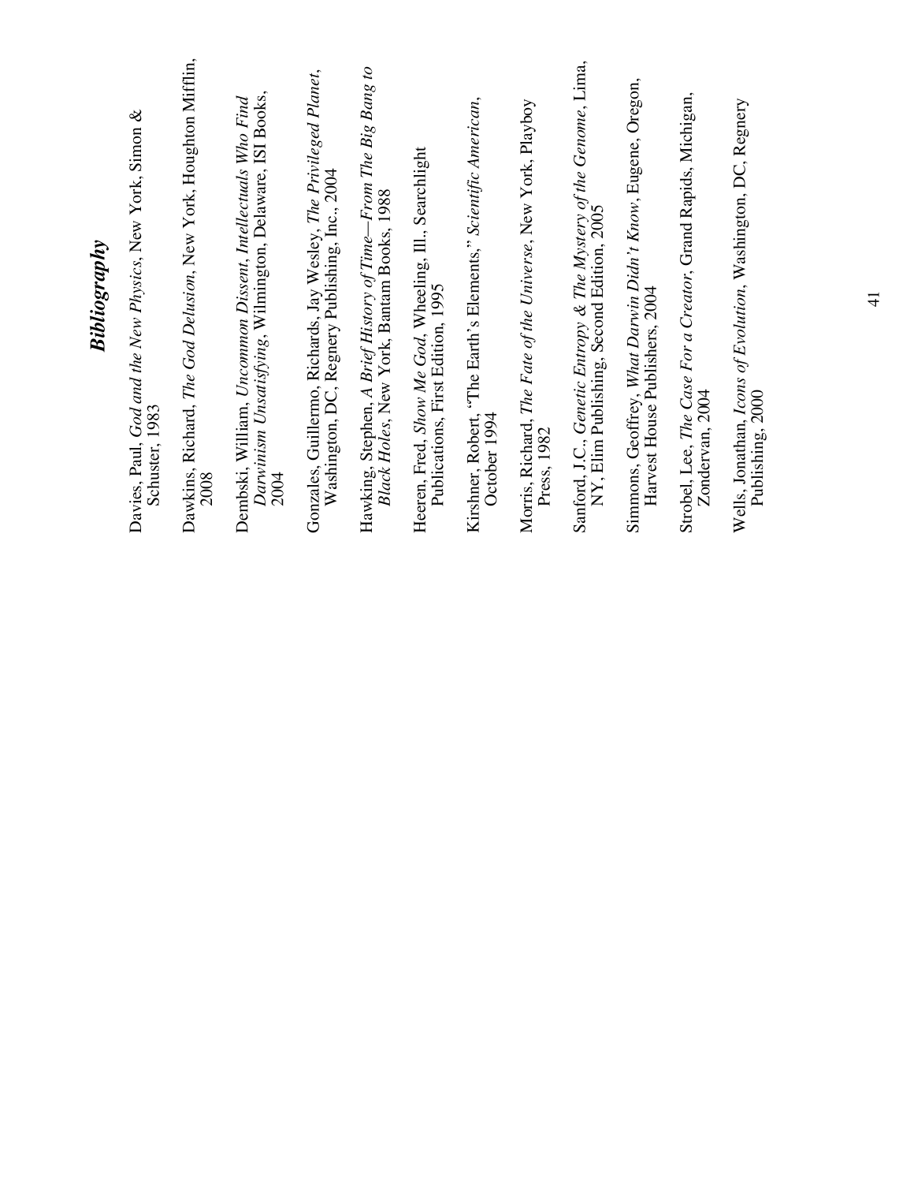# ***Bibliography***

Davies, Paul, *God and the New Physics*, New York, Simon & Schuster, 1983

Dawkins, Richard, *The God Delusion*, New York, Houghton Mifflin, 2008

Dembski, William, *Uncommon Dissent*, *Intellectuals Who Find Darwinism Unsatisfying*, Wilmington, Delaware, ISI Books, 2004

Gonzales, Guillermo, Richards, Jay Wesley, *The Privileged Planet*, Washington, DC, Regnery Publishing, Inc., 2004

Hawking, Stephen, *A Brief History of Time—From The Big Bang to Black Holes*, New York, Bantam Books, 1988

Heeren, Fred, *Show Me God*, Wheeling, Ill., Searchlight Publications, First Edition, 1995

Kirshner, Robert, 'The Earth's Elements," *Scientific American*, October 1994

Morris, Richard, *The Fate of the Universe*, New York, Playboy Press, 1982

Sanford, J.C., *Genetic Entropy & The Mystery of the Genome*, Lima, NY, Elim Publishing, Second Edition, 2005

Simmons, Geoffrey, *What Darwin Didn't Know*, Eugene, Oregon, Harvest House Publishers, 2004

Strobel, Lee, *The Case For a Creator*, Grand Rapids, Michigan, Zondervan, 2004

Wells, Jonathan, *Icons of Evolution*, Washington, DC, Regnery Publishing, 2000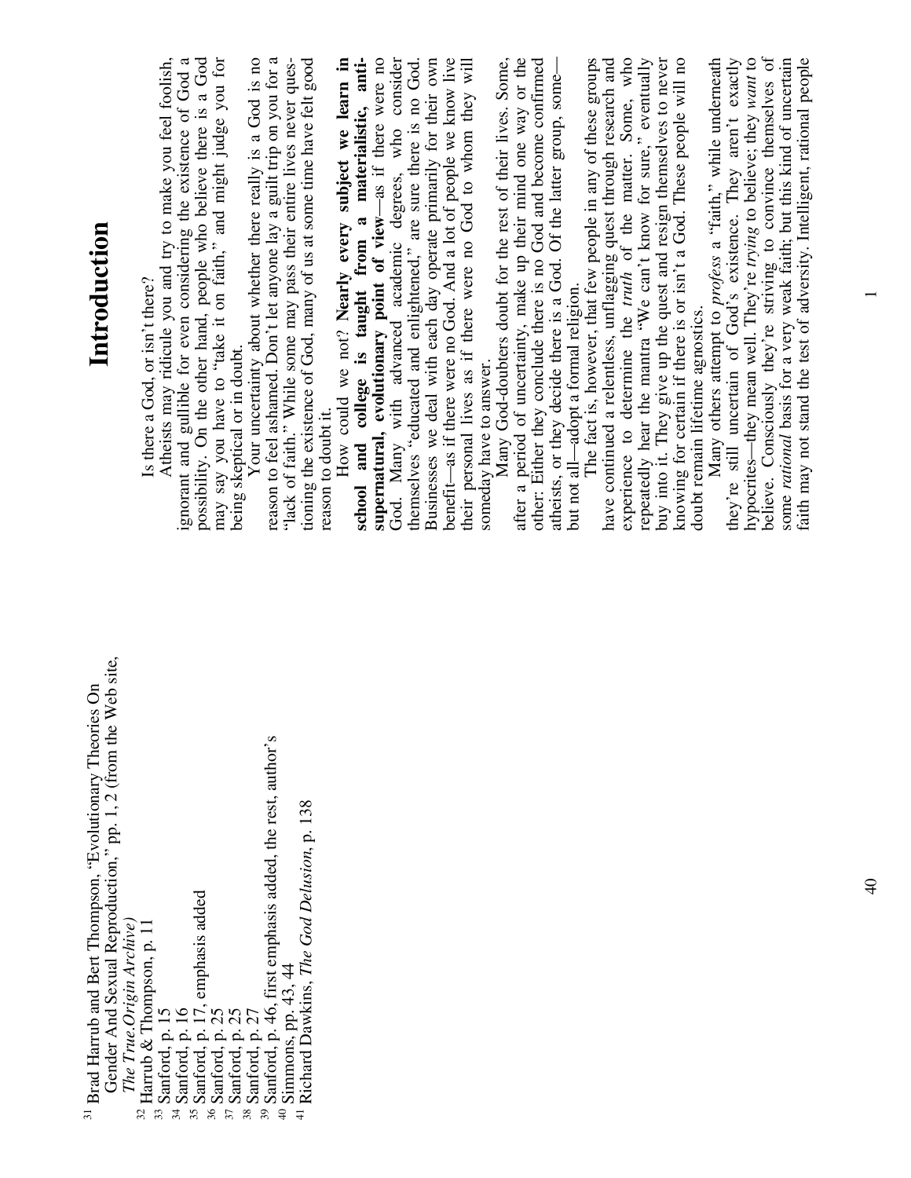[31] Brad Harrub and Bert Thompson, "Evolutionary Theories On Gender And Sexual Reproduction," pp. 1, 2 (from the Web site, *The True.Origin Archive*)
[32] Harrub & Thompson, p. 11
[33] Sanford, p. 15
[34] Sanford, p. 16
[35] Sanford, p. 17, emphasis added
[36] Sanford, p. 25
[37] Sanford, p. 25
[38] Sanford, p. 27
[39] Sanford, p. 46, first emphasis added, the rest, author's
[40] Simmons, pp. 43, 44
[41] Richard Dawkins, *The God Delusion*, p. 138

# Introduction

Is there a God, or isn't there?

Atheists may ridicule you and try to make you feel foolish, ignorant and gullible for even considering the existence of God a possibility. On the other hand, people who believe there is a God may say you have to "take it on faith," and might judge you for being skeptical or in doubt.

Your uncertainty about whether there really is a God is no reason to feel ashamed. Don't let anyone lay a guilt trip on you for a "lack of faith." While some may pass their entire lives never questioning the existence of God, many of us at some time have felt good reason to doubt it.

How could we not? **Nearly every subject we learn in school and college is taught from a materialistic, anti-supernatural, evolutionary point of view**—as if there were no God. Many with advanced academic degrees, who consider themselves "educated and enlightened," are sure there is no God. Businesses we deal with each day operate primarily for their own benefit—as if there were no God. And a lot of people we know live their personal lives as if there were no God to whom they will someday have to answer.

Many God-doubters doubt for the rest of their lives. Some, after a period of uncertainty, make up their mind one way or the other: Either they conclude there is no God and become confirmed atheists, or they decide there is a God. Of the latter group, some—but not all—adopt a formal religion.

The fact is, however, that few people in any of these groups have continued a relentless, unflagging quest through research and experience to determine the *truth* of the matter. Some, who repeatedly hear the mantra "We can't know for sure," eventually buy into it. They give up the quest and resign themselves to never knowing for certain if there is or isn't a God. These people will no doubt remain lifetime agnostics.

Many others attempt to *profess* a "faith," while underneath they're still uncertain of God's existence. They aren't exactly hypocrites—they mean well. They're *trying* to believe; they *want* to believe. Consciously they're striving to convince themselves of some *rational* basis for a very weak faith; but this kind of uncertain faith may not stand the test of adversity. Intelligent, rational people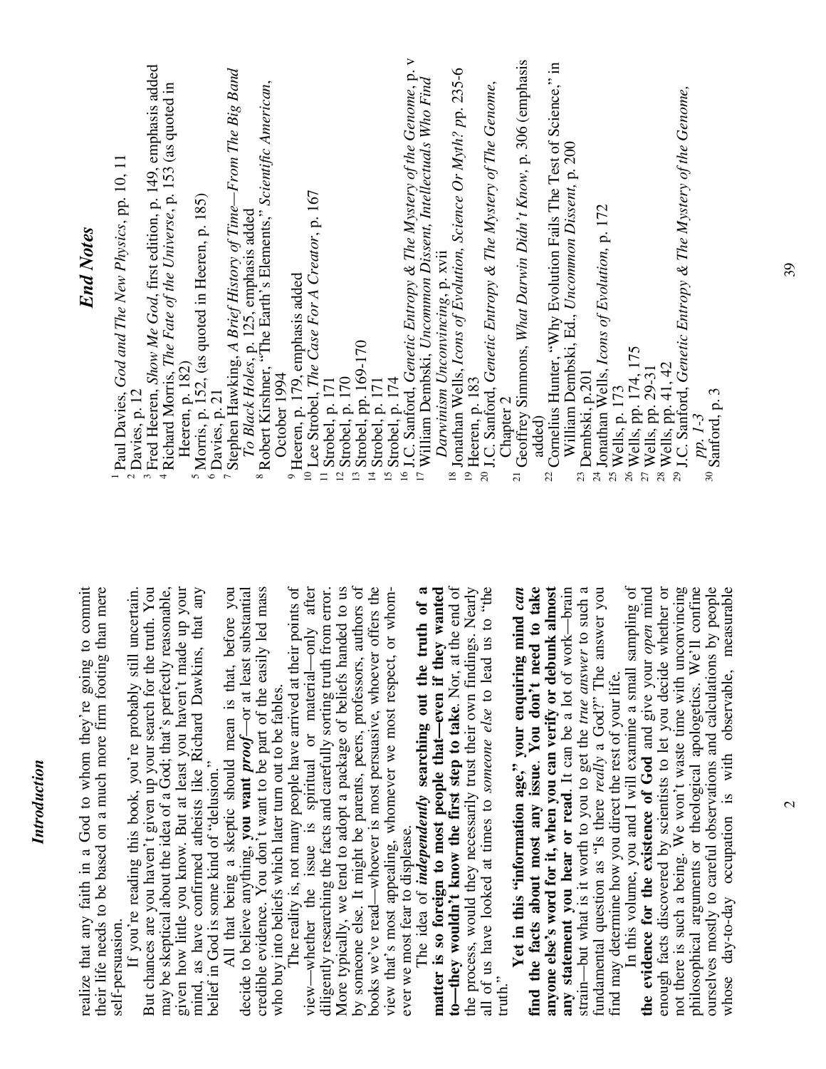realize that any faith in a God to whom they're going to commit their life needs to be based on a much more firm footing than mere self-persuasion.

If you're reading this book, you're probably still uncertain. But chances are you haven't given up your search for the truth. You may be skeptical about the idea of a God; that's perfectly reasonable, given how little you know. But at least you haven't made up your mind, as have confirmed atheists like Richard Dawkins, that any belief in God is some kind of "delusion."

All that being a skeptic should mean is that, before you decide to believe anything, **you want *proof***—or at least substantial credible evidence. You don't want to be part of the easily led mass who buy into beliefs which later turn out to be fables.

The reality is, not many people have arrived at their points of view—whether the issue is spiritual or material—only after diligently researching the facts and carefully sorting truth from error. More typically, we tend to adopt a package of beliefs handed to us by someone else. It might be parents, peers, professors, authors of books we've read—whoever is most persuasive, whoever offers the view that's most appealing, whomever we most respect, or whomever we most fear to displease.

The idea of ***independently* searching out the truth of a matter is so foreign to most people that—even if they wanted to—they wouldn't know the first step to take**. Nor, at the end of the process, would they necessarily trust their own findings. Nearly all of us have looked at times to *someone else* to lead us to "the truth."

**Yet in this "information age," your enquiring mind *can* find the facts about most any issue. You don't need to take anyone else's word for it, when you can verify or debunk almost any statement you hear or read**. It can be a lot of work—brain strain—but what is it worth to you to get the *true answer* to such a fundamental question as "Is there *really* a God?" The answer you find may determine how you direct the rest of your life.

In this volume, you and I will examine a small sampling of **the evidence for the existence of God** and give your *open* mind enough facts discovered by scientists to let you decide whether or not there is such a being. We won't waste time with unconvincing philosophical arguments or theological apologetics. We'll confine ourselves mostly to careful observations and calculations by people whose day-to-day occupation is with observable, measurable

## *End Notes*

[1] Paul Davies, *God and The New Physics*, pp. 10, 11
[2] Davies, p. 12
[3] Fred Heeren, *Show Me God*, first edition, p. 149, emphasis added
[4] Richard Morris, *The Fate of the Universe*, p. 153 (as quoted in Heeren, p. 182)
[5] Morris, p. 152, (as quoted in Heeren, p. 185)
[6] Davies, p. 21
[7] Stephen Hawking, *A Brief History of Time—From The Big Band To Black Holes*, p. 125, emphasis added
[8] Robert Kirshner, "The Earth's Elements," *Scientific American*, October 1994
[9] Heeren, p. 179, emphasis added
[10] Lee Strobel, *The Case For A Creator*, p. 167
[11] Strobel, p. 171
[12] Strobel, p. 170
[13] Strobel, pp. 169-170
[14] Strobel, p. 171
[15] Strobel, p. 174
[16] J.C. Sanford, *Genetic Entropy & The Mystery of the Genome*, p. v
[17] William Dembski, *Uncommon Dissent, Intellectuals Who Find Darwinism Unconvincing*, p. xvii
[18] Jonathan Wells, *Icons of Evolution, Science Or Myth?* pp. 235-6
[19] Heeren, p. 183
[20] J.C. Sanford, *Genetic Entropy & The Mystery of The Genome*, Chapter 2
[21] Geoffrey Simmons, *What Darwin Didn't Know*, p. 306 (emphasis added)
[22] Cornelius Hunter, "Why Evolution Fails The Test of Science," in William Dembski, Ed., *Uncommon Dissent*, p. 200
[23] Dembski, p.201
[24] Jonathan Wells, *Icons of Evolution*, p. 172
[25] Wells, p. 173
[26] Wells, pp. 174, 175
[27] Wells, pp. 29-31
[28] Wells, pp. 41, 42
[29] J.C. Sanford, *Genetic Entropy & The Mystery of the Genome*, *pp. 1-3*
[30] Sanford, p. 3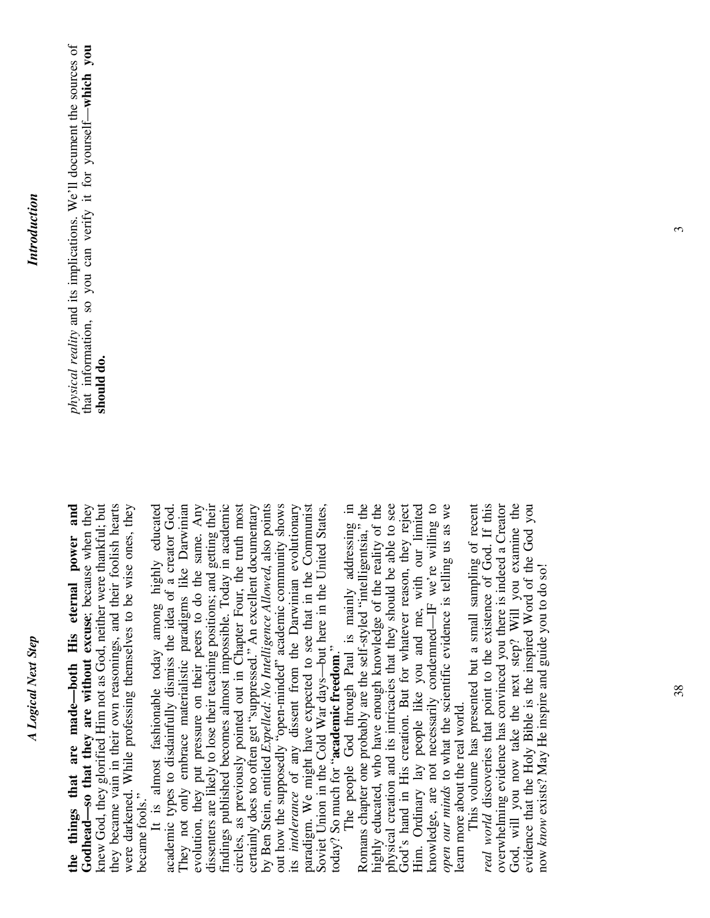**the things that are made—both His eternal power and Godhead—so that they are without excuse**; because when they knew God, they glorified Him not as God, neither were thankful; but they became vain in their own reasonings, and their foolish hearts were darkened. While professing themselves to be wise ones, they became fools."

It is almost fashionable today among highly educated academic types to disdainfully dismiss the idea of a creator God. They not only embrace materialistic paradigms like Darwinian evolution, they put pressure on their peers to do the same. Any dissenters are likely to lose their teaching positions; and getting their findings published becomes almost impossible. Today in academic circles, as previously pointed out in Chapter Four, the truth most certainly does too often get "suppressed." An excellent documentary by Ben Stein, entitled *Expelled: No Intelligence Allowed*, also points out how the supposedly "open-minded" academic community shows its *intolerance* of any dissent from the Darwinian evolutionary paradigm. We might have expected to see that in the Communist Soviet Union in the Cold War days—but here in the United States, today? So much for "**academic freedom**."

The people God through Paul is mainly addressing in Romans chapter one probably are the self-styled "intelligentsia," the highly educated, who have enough knowledge of the reality of the physical creation and its intricacies that they should be able to see God's hand in His creation. But for whatever reason, they reject Him. Ordinary lay people like you and me, with our limited knowledge, are not necessarily condemned—IF we're willing to *open our minds* to what the scientific evidence is telling us as we learn more about the real world.

This volume has presented but a small sampling of recent *real world* discoveries that point to the existence of God. If this overwhelming evidence has convinced you there is indeed a Creator God, will you now take the next step? Will you examine the evidence that the Holy Bible is the inspired Word of the God you now *know* exists? May He inspire and guide you to do so!

*physical reality* and its implications. We'll document the sources of that information, so you can verify it for yourself—**which you should do.**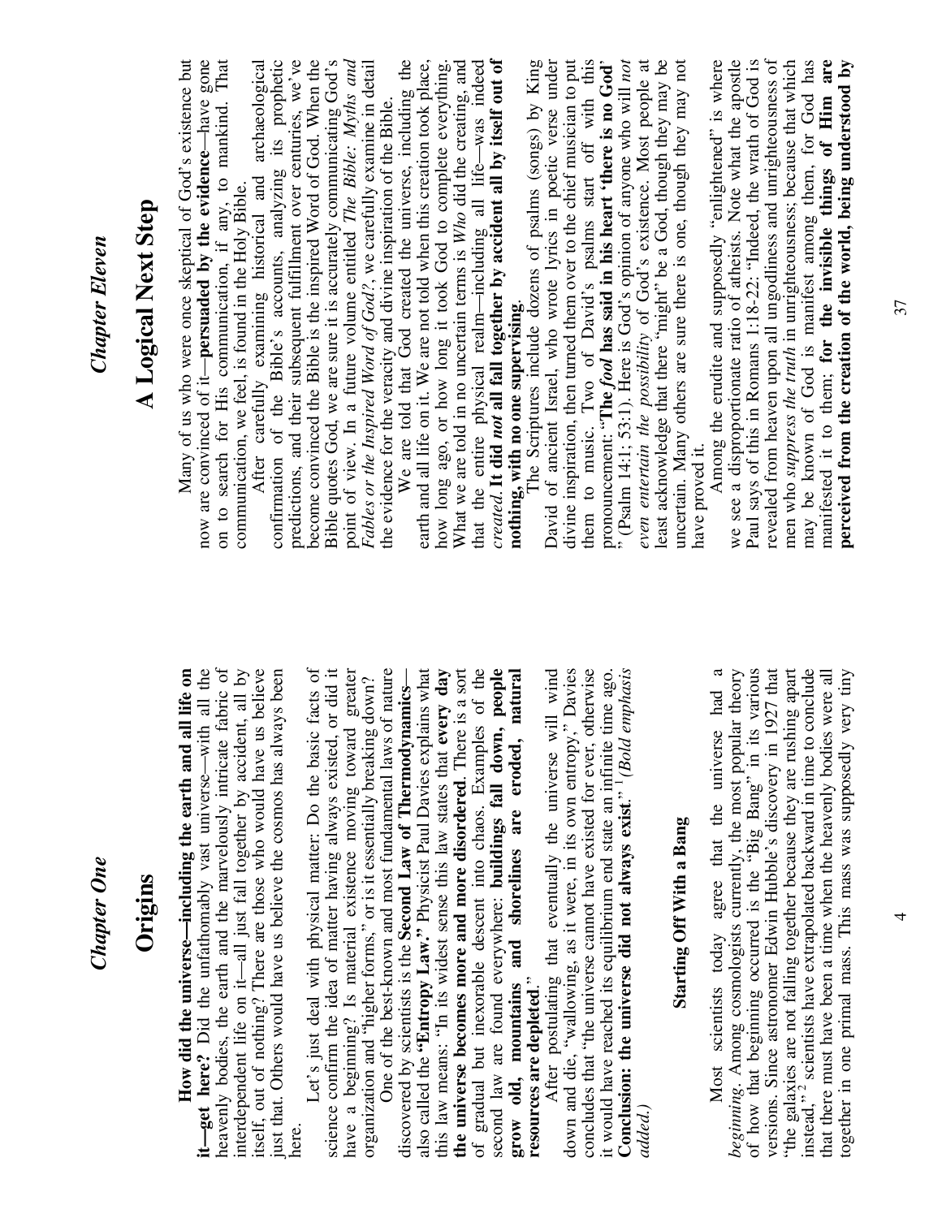*Chapter One*

# Origins

**How did the universe—including the earth and all life on it—get here?** Did the unfathomably vast universe—with all the heavenly bodies, the earth and the marvelously intricate fabric of interdependent life on it—all just fall together by accident, all by itself, out of nothing? There are those who would have us believe just that. Others would have us believe the cosmos has always been here.

Let's just deal with physical matter: Do the basic facts of science confirm the idea of matter having always existed, or did it have a beginning? Is material existence moving toward greater organization and "higher forms," or is it essentially breaking down?

One of the best-known and most fundamental laws of nature discovered by scientists is the **Second Law of Thermodynamics**—also called the **"Entropy Law."** Physicist Paul Davies explains what this law means: "In its widest sense this law states that **every day the universe becomes more and more disordered**. There is a sort of gradual but inexorable descent into chaos. Examples of the second law are found everywhere: **buildings fall down, people grow old, mountains and shorelines are eroded, natural resources are depleted**."

After postulating that eventually the universe will wind down and die, "wallowing, as it were, in its own entropy," Davies concludes that "the universe cannot have existed for ever, otherwise it would have reached its equilibrium end state an infinite time ago. **Conclusion: the universe did not always exist**." [1] *(Bold emphasis added.)*

### Starting Off With a Bang

Most scientists today agree that the universe had a *beginning*. Among cosmologists currently, the most popular theory of how that beginning occurred is the "Big Bang" in its various versions. Since astronomer Edwin Hubble's discovery in 1927 that "the galaxies are not falling together because they are rushing apart instead," [2] scientists have extrapolated backward in time to conclude that there must have been a time when the heavenly bodies were all together in one primal mass. This mass was supposedly very tiny

*Chapter Eleven*

# A Logical Next Step

Many of us who were once skeptical of God's existence but now are convinced of it—**persuaded by the evidence**—have gone on to search for His communication, if any, to mankind. That communication, we feel, is found in the Holy Bible.

After carefully examining historical and archaeological confirmation of the Bible's accounts, analyzing its prophetic predictions, and their subsequent fulfillment over centuries, we've become convinced the Bible is the inspired Word of God. When the Bible quotes God, we are sure it is accurately communicating God's point of view. In a future volume entitled *The Bible: Myths and Fables or the Inspired Word of God?*, we carefully examine in detail the evidence for the veracity and divine inspiration of the Bible.

We are told that God created the universe, including the earth and all life on it. We are not told when this creation took place, how long ago, or how long it took God to complete everything. What we are told in no uncertain terms is *Who* did the creating, and that the entire physical realm—including all life—was indeed *created*. **It did *not* all fall together by accident all by itself out of nothing, with no one supervising**.

The Scriptures include dozens of psalms (songs) by King David of ancient Israel, who wrote lyrics in poetic verse under divine inspiration, then turned them over to the chief musician to put them to music. Two of David's psalms start off with this pronouncement: "**The *fool* has said in his heart 'there is no God'**" (Psalm 14:1; 53:1). Here is God's opinion of anyone who will *not even entertain the possibility* of God's existence. Most people at least acknowledge that there "might" be a God, though they may be uncertain. Many others are sure there is one, though they may not have proved it.

Among the erudite and supposedly "enlightened" is where we see a disproportionate ratio of atheists. Note what the apostle Paul says of this in Romans 1:18-22: "Indeed, the wrath of God is revealed from heaven upon all ungodliness and unrighteousness of men who *suppress the truth* in unrighteousness; because that which may be known of God is manifest among them, for God has manifested it to them; **for the invisible things of Him are perceived from the creation of the world, being understood by**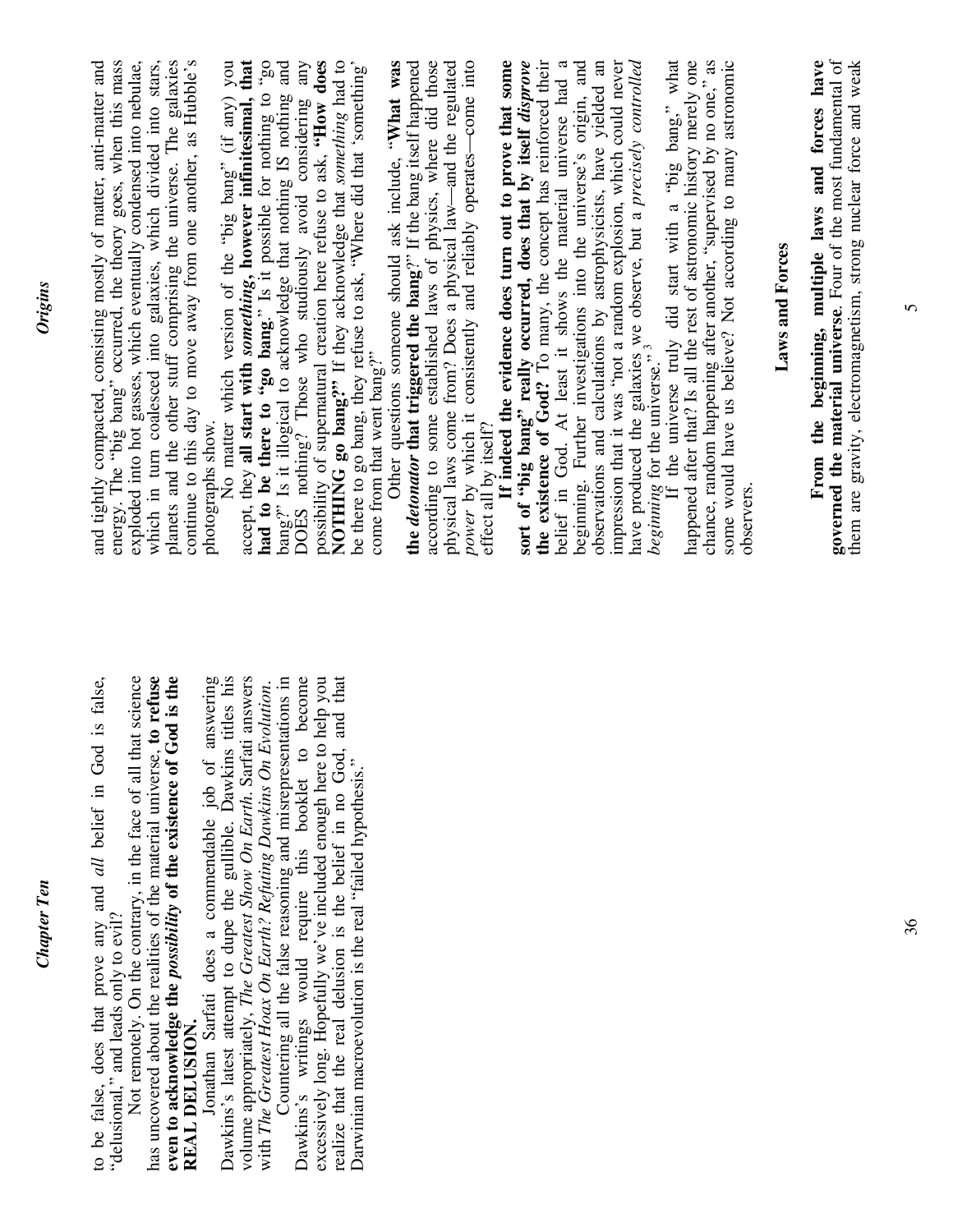to be false, does that prove any and *all* belief in God is false, "delusional," and leads only to evil?

Not remotely. On the contrary, in the face of all that science has uncovered about the realities of the material universe, **to refuse even to acknowledge the *possibility* of the existence of God is the REAL DELUSION.**

Jonathan Sarfati does a commendable job of answering Dawkins's latest attempt to dupe the gullible. Dawkins titles his volume appropriately, *The Greatest Show On Earth*. Sarfati answers with *The Greatest Hoax On Earth? Refuting Dawkins On Evolution*.

Countering all the false reasoning and misrepresentations in Dawkins's writings would require this booklet to become excessively long. Hopefully we've included enough here to help you realize that the real delusion is the belief in no God, and that Darwinian macroevolution is the real "failed hypothesis."

and tightly compacted, consisting mostly of matter, anti-matter and energy. The "big bang" occurred, the theory goes, when this mass exploded into hot gasses, which eventually condensed into nebulae, which in turn coalesced into galaxies, which divided into stars, planets and the other stuff comprising the universe. The galaxies continue to this day to move away from one another, as Hubble's photographs show.

No matter which version of the "big bang" (if any) you accept, they **all start with *something*, however infinitesimal, that had to be there to "go bang**." Is it possible for nothing to "go bang?" Is it illogical to acknowledge that nothing IS nothing and DOES nothing? Those who studiously avoid considering any possibility of supernatural creation here refuse to ask, **"How does NOTHING go bang?"** If they acknowledge that *something* had to be there to go bang, they refuse to ask, "Where did that 'something' come from that went bang?"

Other questions someone should ask include, **"What was the *detonator* that triggered the bang?"** If the bang itself happened according to some established laws of physics, where did those physical laws come from? Does a physical law—and the regulated *power* by which it consistently and reliably operates—come into effect all by itself?

**If indeed the evidence does turn out to prove that some sort of "big bang" really occurred, does that by itself *disprove* the existence of God?** To many, the concept has reinforced their belief in God. At least it shows the material universe had a beginning. Further investigations into the universe's origin, and observations and calculations by astrophysicists, have yielded an impression that it was "not a random explosion, which could never have produced the galaxies we observe, but a *precisely controlled beginning* for the universe."[3]

If the universe truly did start with a "big bang," what happened after that? Is all the rest of astronomic history merely one chance, random happening after another, "supervised by no one," as some would have us believe? Not according to many astronomic observers.

## Laws and Forces

**From the beginning, multiple laws and forces have governed the material universe**. Four of the most fundamental of them are gravity, electromagnetism, strong nuclear force and weak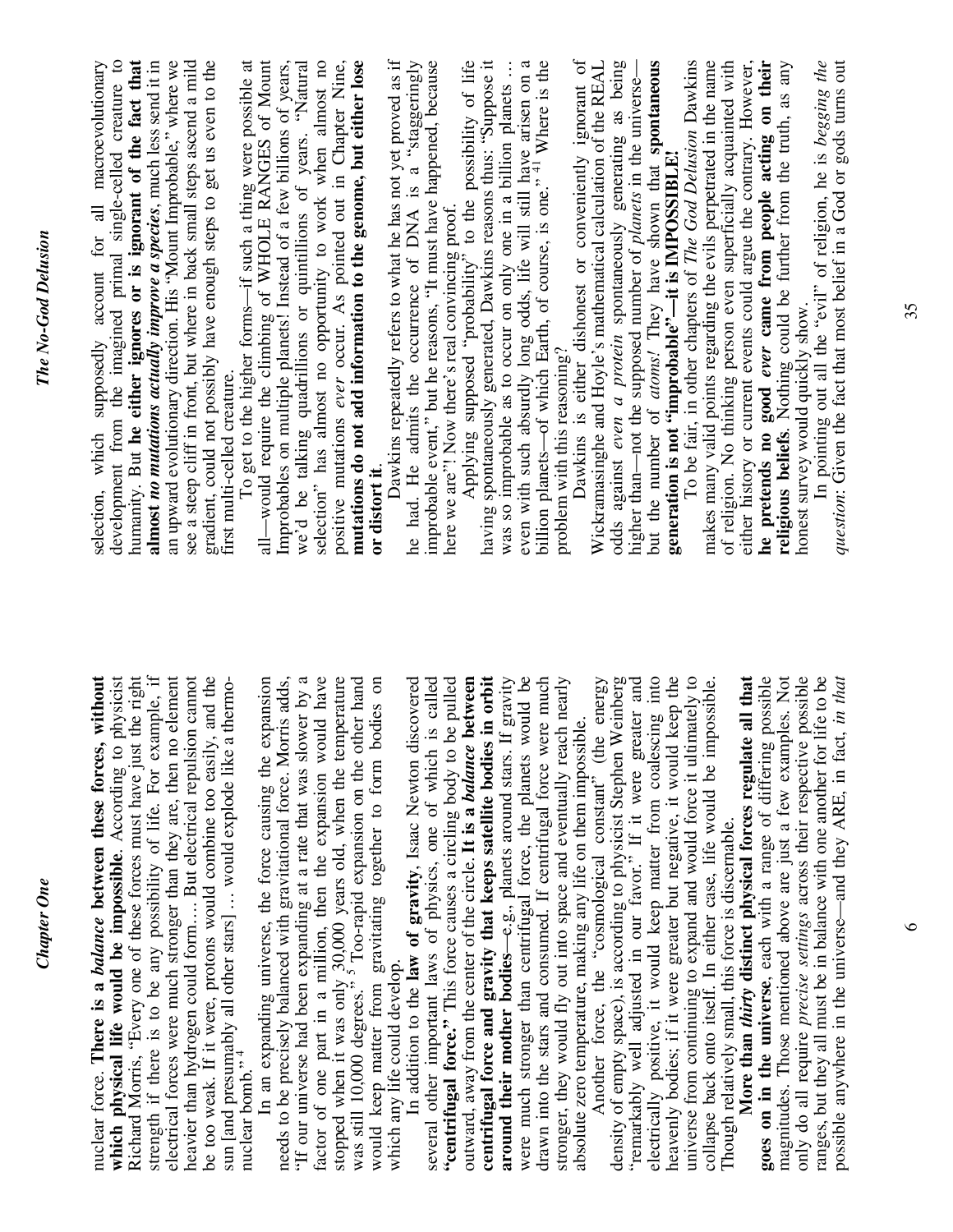nuclear force. **There is a *balance* between these forces, without which physical life would be impossible**. According to physicist Richard Morris, "Every one of these forces must have just the right strength if there is to be any possibility of life. For example, if electrical forces were much stronger than they are, then no element heavier than hydrogen could form.... But electrical repulsion cannot be too weak. If it were, protons would combine too easily, and the sun [and presumably all other stars] ... would explode like a thermonuclear bomb."[4]

In an expanding universe, the force causing the expansion needs to be precisely balanced with gravitational force. Morris adds, "If our universe had been expanding at a rate that was slower by a factor of one part in a million, then the expansion would have stopped when it was only 30,000 years old, when the temperature was still 10,000 degrees."[5] Too-rapid expansion on the other hand would keep matter from gravitating together to form bodies on which any life could develop.

In addition to the **law of gravity**, Isaac Newton discovered several other important laws of physics, one of which is called **"centrifugal force."** This force causes a circling body to be pulled outward, away from the center of the circle. **It is a *balance* between centrifugal force and gravity that keeps satellite bodies in orbit around their mother bodies**—e.g., planets around stars. If gravity were much stronger than centrifugal force, the planets would be drawn into the stars and consumed. If centrifugal force were much stronger, they would fly out into space and eventually reach nearly absolute zero temperature, making any life on them impossible.

Another force, the "cosmological constant" (the energy density of empty space), is according to physicist Stephen Weinberg "remarkably well adjusted in our favor." If it were greater and electrically positive, it would keep matter from coalescing into heavenly bodies; if it were greater but negative, it would keep the universe from continuing to expand and would force it ultimately to collapse back onto itself. In either case, life would be impossible. Though relatively small, this force is discernable.

**More than *thirty* distinct physical forces regulate all that goes on in the universe**, each with a range of differing possible magnitudes. Those mentioned above are just a few examples. Not only do all require *precise settings* across their respective possible ranges, but they all must be in balance with one another for life to be possible anywhere in the universe—and they ARE, in fact, *in that*

selection, which supposedly account for all macroevolutionary development from the imagined primal single-celled creature to humanity. But **he either ignores or is ignorant of the fact that almost *no mutations actually improve a species***, much less send it in an upward evolutionary direction. His "Mount Improbable," where we see a steep cliff in front, but where in back small steps ascend a mild gradient, could not possibly have enough steps to get us even to the first multi-celled creature.

To get to the higher forms—if such a thing were possible at all—would require the climbing of WHOLE RANGES of Mount Improbables on multiple planets! Instead of a few billions of years, we'd be talking quadrillions or quintillions of years. "Natural selection" has almost no opportunity to work when almost no positive mutations *ever* occur. As pointed out in Chapter Nine, **mutations do not add information to the genome, but either lose or distort it**.

Dawkins repeatedly refers to what he has not yet proved as if he had. He admits the occurrence of DNA is a "staggeringly improbable event," but he reasons, "It must have happened, because here we are"! Now there's real convincing proof.

Applying supposed "probability" to the possibility of life having spontaneously generated, Dawkins reasons thus: "Suppose it was so improbable as to occur on only one in a billion planets ... even with such absurdly long odds, life will still have arisen on a billion planets—of which Earth, of course, is one."[41] Where is the problem with this reasoning?

Dawkins is either dishonest or conveniently ignorant of Wickramasinghe and Hoyle's mathematical calculation of the REAL odds against *even a protein* spontaneously generating as being higher than—not the supposed number of *planets* in the universe—but the number of *atoms!* They have shown that **spontaneous generation is not "improbable"—it is IMPOSSIBLE!**

To be fair, in other chapters of *The God Delusion* Dawkins makes many valid points regarding the evils perpetrated in the name of religion. No thinking person even superficially acquainted with either history or current events could argue the contrary. However, **he pretends no good *ever* came from people acting on their religious beliefs**. Nothing could be further from the truth, as any honest survey would quickly show.

In pointing out all the "evil" of religion, he is *begging the question*: Given the fact that most belief in a God or gods turns out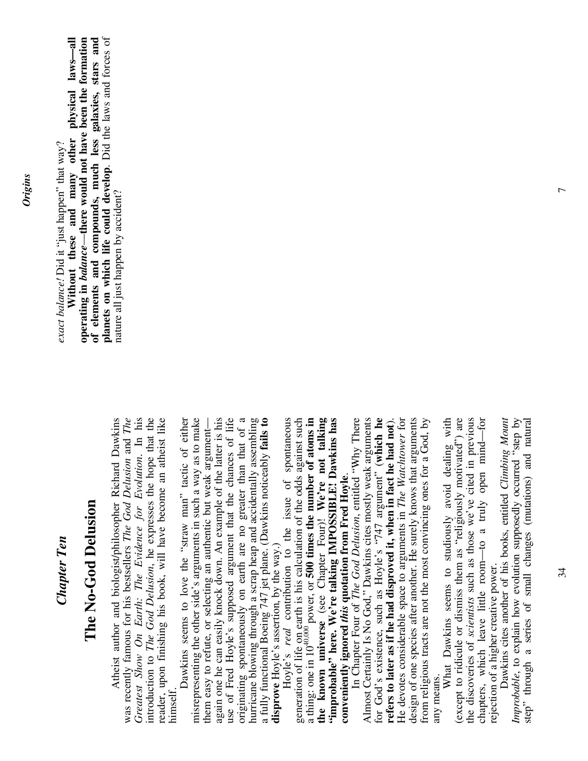## *Chapter Ten*

# The No-God Delusion

Atheist author and biologist/philosopher Richard Dawkins was recently famous for his bestsellers *The God Delusion* and *The Greatest Show On Earth: The Evidence for Evolution*. In his introduction to *The God Delusion*, he expresses the hope that the reader, upon finishing his book, will have become an atheist like himself.

Dawkins seems to love the "straw man" tactic of either misrepresenting the other side's arguments in such a way as to make them easy to refute, or selecting an authentic but weak argument—again one he can easily knock down. An example of the latter is his use of Fred Hoyle's supposed argument that the chances of life originating spontaneously on earth are no greater than that of a hurricane blowing through a scrap heap and accidentally assembling a fully functional Boeing 747 jet plane. (Dawkins noticeably **fails to disprove** Hoyle's assertion, by the way.)

Hoyle's *real* contribution to the issue of spontaneous generation of life on earth is his calculation of the odds against such a thing: one in $10^{40,000}$ power, or **500 times the number of atoms in the known universe** (see Chapter Four)! **We're not talking "improbable" here. We're talking IMPOSSIBLE! Dawkins has conveniently ignored *this* quotation from Fred Hoyle**.

In Chapter Four of *The God Delusion*, entitled "Why There Almost Certainly Is No God," Dawkins cites mostly weak arguments for God's existence, such as Hoyle's "747 argument" (**which he refers to later as if he had disproved it, when in fact he had not**). He devotes considerable space to arguments in *The Watchtower* for design of one species after another. He surely knows that arguments from religious tracts are not the most convincing ones for a God, by any means.

What Dawkins seems to studiously avoid dealing with (except to ridicule or dismiss them as "religiously motivated") are the discoveries of *scientists* such as those we've cited in previous chapters, which leave little room—to a truly open mind—for rejection of a higher creative power.

Dawkins cites another of his books, entitled *Climbing Mount Improbable*, to explain how evolution supposedly occurred "step by step" through a series of small changes (mutations) and natural

*exact balance!* Did it "just happen" that way?

**Without these and many other physical laws—all operating in *balance*—there would not have been the formation of elements and compounds, much less galaxies, stars and planets on which life could develop**. Did the laws and forces of nature all just happen by accident?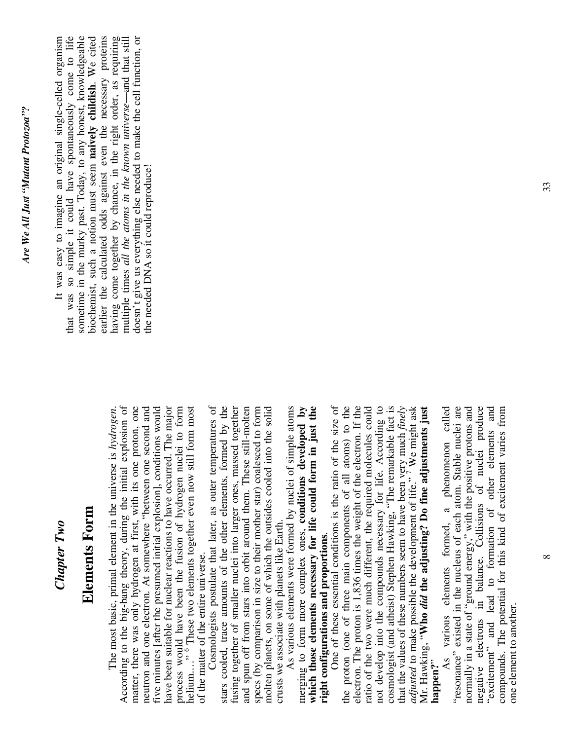## Chapter Two

# Elements Form

The most basic, primal element in the universe is *hydrogen*. According to the big-bang theory, during the initial explosion of matter, there was only hydrogen at first, with its one proton, one neutron and one electron. At somewhere "between one second and five minutes [after the presumed initial explosion], conditions would have been suitable for nuclear reactions to have occurred. The major process would have been the fusion of hydrogen nuclei to form helium…"[6] These two elements together even now still form most of the matter of the entire universe.

Cosmologists postulate that later, as outer temperatures of stars cooled, trace amounts of the other elements, formed by the fusing together of smaller nuclei into larger ones, massed together and spun off from stars into orbit around them. These still-molten specs (by comparison in size to their mother star) coalesced to form molten planets, on some of which the outsides cooled into the solid crusts we associate with planets like Earth.

As various elements were formed by nuclei of simple atoms merging to form more complex ones, **conditions developed by which those elements necessary for life could form in just the right configurations and proportions**.

One of these essential conditions is the ratio of the size of the proton (one of three main components of all atoms) to the electron. The proton is 1,836 times the weight of the electron. If the ratio of the two were much different, the required molecules could not develop into the compounds necessary for life. According to cosmologist (and atheist) Stephen Hawking, "The remarkable fact is that the values of these numbers seem to have been very much *finely adjusted* to make possible the development of life."[7] We might ask Mr. Hawking, "**Who *did* the adjusting? Do fine adjustments just happen?**"

As various elements formed, a phenomenon called "resonance" existed in the nucleus of each atom. Stable nuclei are normally in a state of "ground energy," with the positive protons and negative electrons in balance. Collisions of nuclei produce "excitement" and lead to formation of other elements and compounds. The potential for this kind of excitement varies from one element to another.

It was easy to imagine an original single-celled organism that was so simple it could have spontaneously come to life sometime in the murky past. Today, to any honest, knowledgeable biochemist, such a notion must seem **naively childish**. We cited earlier the calculated odds against even the necessary proteins having come together by chance, in the right order, as requiring multiple times *all the atoms in the known universe*—and that still doesn't give us everything else needed to make the cell function, or the needed DNA so it could reproduce!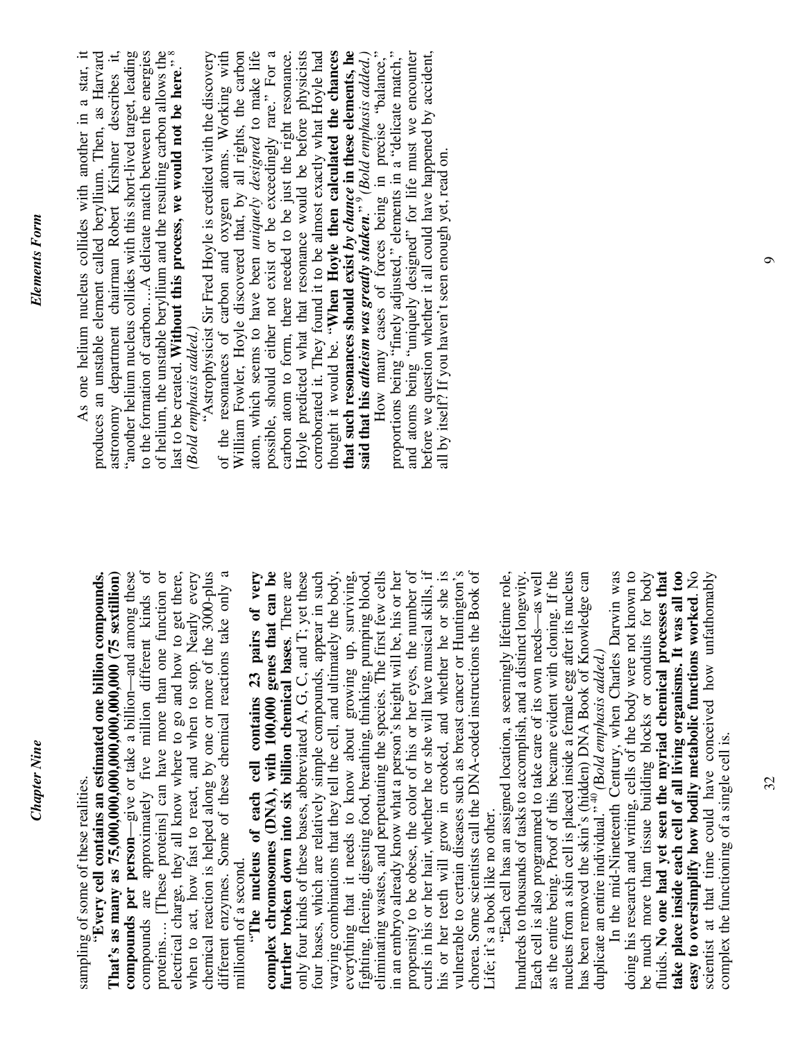sampling of some of these realities.

"**Every cell contains an estimated one billion compounds. That's as many as 75,000,000,000,000,000,000,000 (75 sextillion) compounds per person**—give or take a billion—and among these compounds are approximately five million different kinds of proteins.... [These proteins] can have more than one function or electrical charge, they all know where to go and how to get there, when to act, how fast to react, and when to stop. Nearly every chemical reaction is helped along by one or more of the 3000-plus different enzymes. Some of these chemical reactions take only a millionth of a second.

"**The nucleus of each cell contains 23 pairs of very complex chromosomes (DNA), with 100,000 genes that can be further broken down into six billion chemical bases**. There are only four kinds of these bases, abbreviated A, G, C, and T; yet these four bases, which are relatively simple compounds, appear in such varying combinations that they tell the cell, and ultimately the body, everything that it needs to know about growing up, surviving, fighting, fleeing, digesting food, breathing, thinking, pumping blood, eliminating wastes, and perpetuating the species. The first few cells in an embryo already know what a person's height will be, his or her propensity to be obese, the color of his or her eyes, the number of curls in his or her hair, whether he or she will have musical skills, if his or her teeth will grow in crooked, and whether he or she is vulnerable to certain diseases such as breast cancer or Huntington's chorea. Some scientists call the DNA-coded instructions the Book of Life; it's a book like no other.

"Each cell has an assigned location, a seemingly lifetime role, hundreds to thousands of tasks to accomplish, and a distinct longevity. Each cell is also programmed to take care of its own needs—as well as the entire being. Proof of this became evident with cloning. If the nucleus from a skin cell is placed inside a female egg after its nucleus has been removed the skin's (hidden) DNA Book of Knowledge can duplicate an entire individual."[40] (*Bold emphasis added.*)

In the mid-Nineteenth Century, when Charles Darwin was doing his research and writing, cells of the body were not known to be much more than tissue building blocks or conduits for body fluids. **No one had yet seen the myriad chemical processes that take place inside each cell of all living organisms. It was all too easy to oversimplify how bodily metabolic functions worked**. No scientist at that time could have conceived how unfathomably complex the functioning of a single cell is.

As one helium nucleus collides with another in a star, it produces an unstable element called beryllium. Then, as Harvard astronomy department chairman Robert Kirshner describes it, "another helium nucleus collides with this short-lived target, leading to the formation of carbon…A delicate match between the energies of helium, the unstable beryllium and the resulting carbon allows the last to be created. **Without this process, we would not be here**."[8] (*Bold emphasis added.*)

"Astrophysicist Sir Fred Hoyle is credited with the discovery of the resonances of carbon and oxygen atoms. Working with William Fowler, Hoyle discovered that, by all rights, the carbon atom, which seems to have been *uniquely designed* to make life possible, should either not exist or be exceedingly rare." For a carbon atom to form, there needed to be just the right resonance. Hoyle predicted what that resonance would be before physicists corroborated it. They found it to be almost exactly what Hoyle had thought it would be. "**When Hoyle then calculated the chances that such resonances should exist *by chance* in these elements, he said that his *atheism was greatly shaken*.**"[9] (*Bold emphasis added.*)

How many cases of forces being in precise "balance," proportions being "finely adjusted," elements in a "delicate match," and atoms being "uniquely designed" for life must we encounter before we question whether it all could have happened by accident, all by itself? If you haven't seen enough yet, read on.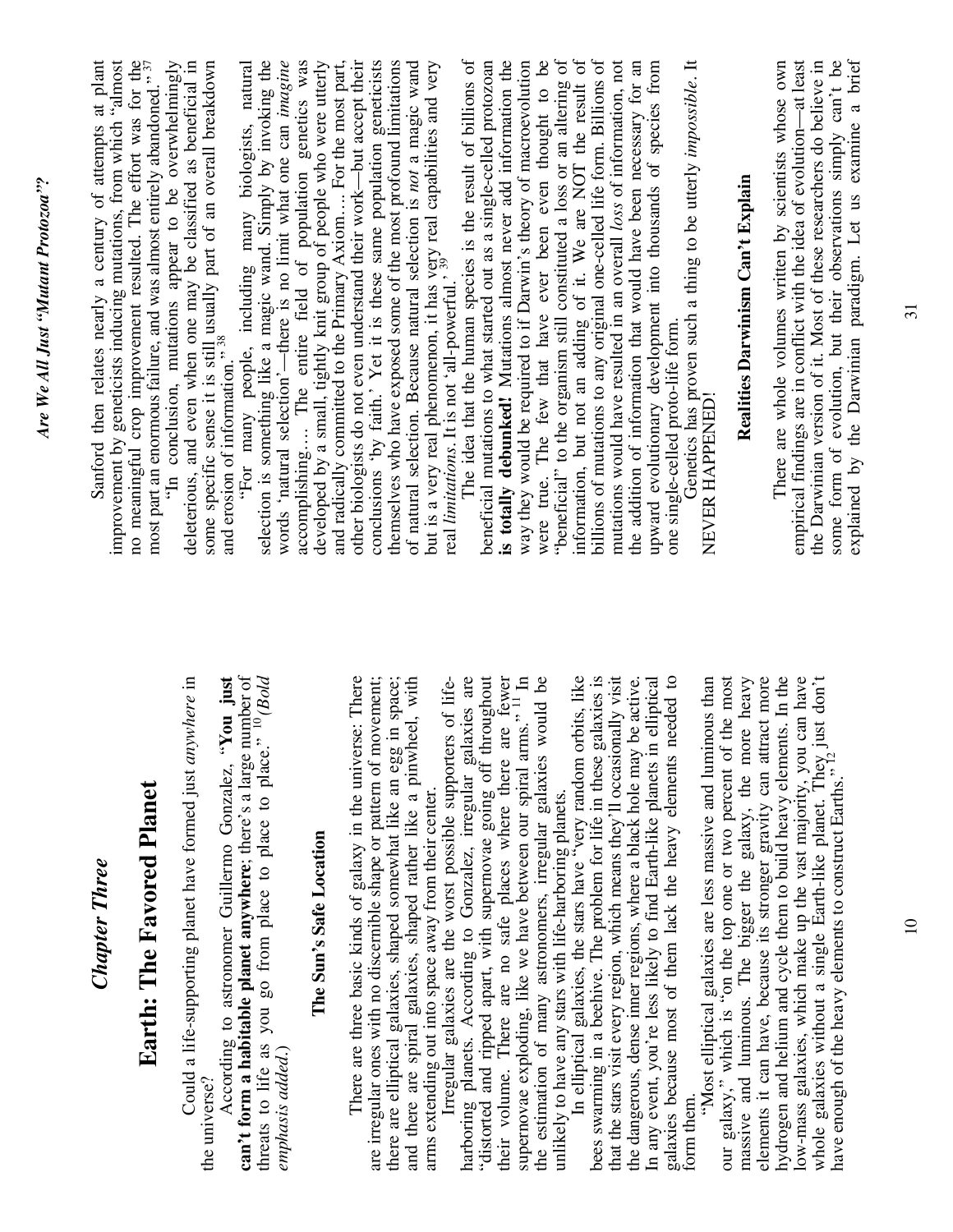# Chapter Three

# Earth: The Favored Planet

Could a life-supporting planet have formed just *anywhere* in the universe?

According to astronomer Guillermo Gonzalez, "**You just can't form a habitable planet anywhere**; there's a large number of threats to life as you go from place to place."[10] *(Bold emphasis added.)*

### The Sun's Safe Location

There are three basic kinds of galaxy in the universe: There are irregular ones with no discernible shape or pattern of movement; there are elliptical galaxies, shaped somewhat like an egg in space; and there are spiral galaxies, shaped rather like a pinwheel, with arms extending out into space away from their center.

Irregular galaxies are the worst possible supporters of life-harboring planets. According to Gonzalez, irregular galaxies are "distorted and ripped apart, with supernovae going off throughout their volume. There are no safe places where there are fewer supernovae exploding, like we have between our spiral arms."[11] In the estimation of many astronomers, irregular galaxies would be unlikely to have any stars with life-harboring planets.

In elliptical galaxies, the stars have "very random orbits, like bees swarming in a beehive. The problem for life in these galaxies is that the stars visit every region, which means they'll occasionally visit the dangerous, dense inner regions, where a black hole may be active. In any event, you're less likely to find Earth-like planets in elliptical galaxies because most of them lack the heavy elements needed to form them.

"Most elliptical galaxies are less massive and luminous than our galaxy," which is "on the top one or two percent of the most massive and luminous. The bigger the galaxy, the more heavy elements it can have, because its stronger gravity can attract more hydrogen and helium and cycle them to build heavy elements. In the low-mass galaxies, which make up the vast majority, you can have whole galaxies without a single Earth-like planet. They just don't have enough of the heavy elements to construct Earths."[12]

Sanford then relates nearly a century of attempts at plant improvement by geneticists inducing mutations, from which "almost no meaningful crop improvement resulted. The effort was for the most part an enormous failure, and was almost entirely abandoned."[37]

"In conclusion, mutations appear to be overwhelmingly deleterious, and even when one may be classified as beneficial in some specific sense it is still usually part of an overall breakdown and erosion of information."[38]

"For many people, including many biologists, natural selection is something like a magic wand. Simply by invoking the words 'natural selection'—there is no limit what one can *imagine* accomplishing.... The entire field of population genetics was developed by a small, tightly knit group of people who were utterly and radically committed to the Primary Axiom.... For the most part, other biologists do not even understand their work—but accept their conclusions 'by faith.' Yet it is these same population geneticists themselves who have exposed some of the most profound limitations of natural selection. Because natural selection is *not* a magic wand but is a very real phenomenon, it has very real capabilities and very real *limitations*. It is not 'all-powerful.'"[39]

The idea that the human species is the result of billions of beneficial mutations to what started out as a single-celled protozoan **is totally debunked!** Mutations almost never add information the way they would be required to if Darwin's theory of macroevolution were true. The few that have ever been even thought to be "beneficial" to the organism still constituted a loss or an altering of information, but not an adding of it. We are NOT the result of billions of mutations to any original one-celled life form. Billions of mutations would have resulted in an overall *loss* of information, not the addition of information that would have been necessary for an upward evolutionary development into thousands of species from one single-celled proto-life form.

Genetics has proven such a thing to be utterly *impossible*. It NEVER HAPPENED!

### Realities Darwinism Can't Explain

There are whole volumes written by scientists whose own empirical findings are in conflict with the idea of evolution—at least the Darwinian version of it. Most of these researchers do believe in some form of evolution, but their observations simply can't be explained by the Darwinian paradigm. Let us examine a brief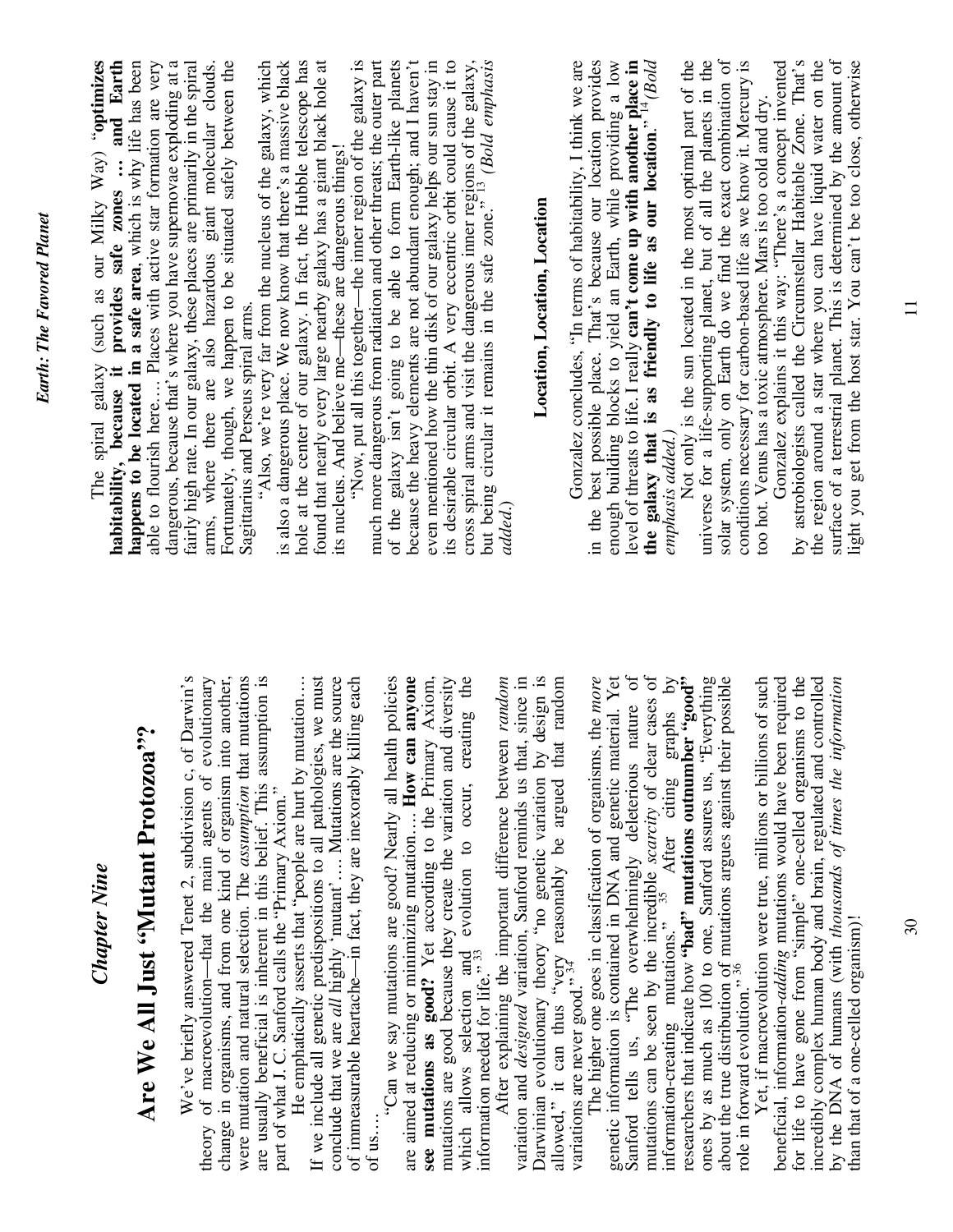## Chapter Nine

# Are We All Just "Mutant Protozoa"?

We've briefly answered Tenet 2, subdivision c, of Darwin's theory of macroevolution—that the main agents of evolutionary change in organisms, and from one kind of organism into another, were mutation and natural selection. The *assumption* that mutations are usually beneficial is inherent in this belief. This assumption is part of what J. C. Sanford calls the "Primary Axiom."

He emphatically asserts that "people are hurt by mutation…. If we include all genetic predispositions to all pathologies, we must conclude that we are *all* highly 'mutant'…. Mutations are the source of immeasurable heartache—in fact, they are inexorably killing each of us….

"Can we say mutations are good? Nearly all health policies are aimed at reducing or minimizing mutation…. **How can anyone see mutations as good?** Yet according to the Primary Axiom, mutations are good because they create the variation and diversity which allows selection and evolution to occur, creating the information needed for life."[33]

After explaining the important difference between *random* variation and *designed* variation, Sanford reminds us that, since in Darwinian evolutionary theory "no genetic variation by design is allowed," it can thus "very reasonably be argued that random variations are never good."[34]

The higher one goes in classification of organisms, the *more* genetic information is contained in DNA and genetic material. Yet Sanford tells us, "The overwhelmingly deleterious nature of mutations can be seen by the incredible *scarcity* of clear cases of information-creating mutations."[35] After citing graphs by researchers that indicate how **"bad" mutations outnumber "good"** ones by as much as 100 to one, Sanford assures us, "Everything about the true distribution of mutations argues against their possible role in forward evolution."[36]

Yet, if macroevolution were true, millions or billions of such beneficial, information-*adding* mutations would have been required for life to have gone from "simple" one-celled organisms to the incredibly complex human body and brain, regulated and controlled by the DNA of humans (with *thousands of times the information* than that of a one-celled organism)!

The spiral galaxy (such as our Milky Way) "**optimizes habitability, because it provides safe zones … and Earth happens to be located in a safe area**, which is why life has been able to flourish here…. Places with active star formation are very dangerous, because that's where you have supernovae exploding at a fairly high rate. In our galaxy, these places are primarily in the spiral arms, where there are also hazardous giant molecular clouds. Fortunately, though, we happen to be situated safely between the Sagittarius and Perseus spiral arms.

"Also, we're very far from the nucleus of the galaxy, which is also a dangerous place. We now know that there's a massive black hole at the center of our galaxy. In fact, the Hubble telescope has found that nearly every large nearby galaxy has a giant black hole at its nucleus. And believe me—these are dangerous things!

"Now, put all this together—the inner region of the galaxy is much more dangerous from radiation and other threats; the outer part of the galaxy isn't going to be able to form Earth-like planets because the heavy elements are not abundant enough; and I haven't even mentioned how the thin disk of our galaxy helps our sun stay in its desirable circular orbit. A very eccentric orbit could cause it to cross spiral arms and visit the dangerous inner regions of the galaxy, but being circular it remains in the safe zone."[13] *(Bold emphasis added.)*

### Location, Location, Location

Gonzalez concludes, "In terms of habitability, I think we are in the best possible place. That's because our location provides enough building blocks to yield an Earth, while providing a low level of threats to life. I really **can't come up with another place in the galaxy that is as friendly to life as our location**."[14] *(Bold emphasis added.)*

Not only is the sun located in the most optimal part of the universe for a life-supporting planet, but of all the planets in the solar system, only on Earth do we find the exact combination of conditions necessary for carbon-based life as we know it. Mercury is too hot. Venus has a toxic atmosphere. Mars is too cold and dry.

Gonzalez explains it this way: "There's a concept invented by astrobiologists called the Circumstellar Habitable Zone. That's the region around a star where you can have liquid water on the surface of a terrestrial planet. This is determined by the amount of light you get from the host star. You can't be too close, otherwise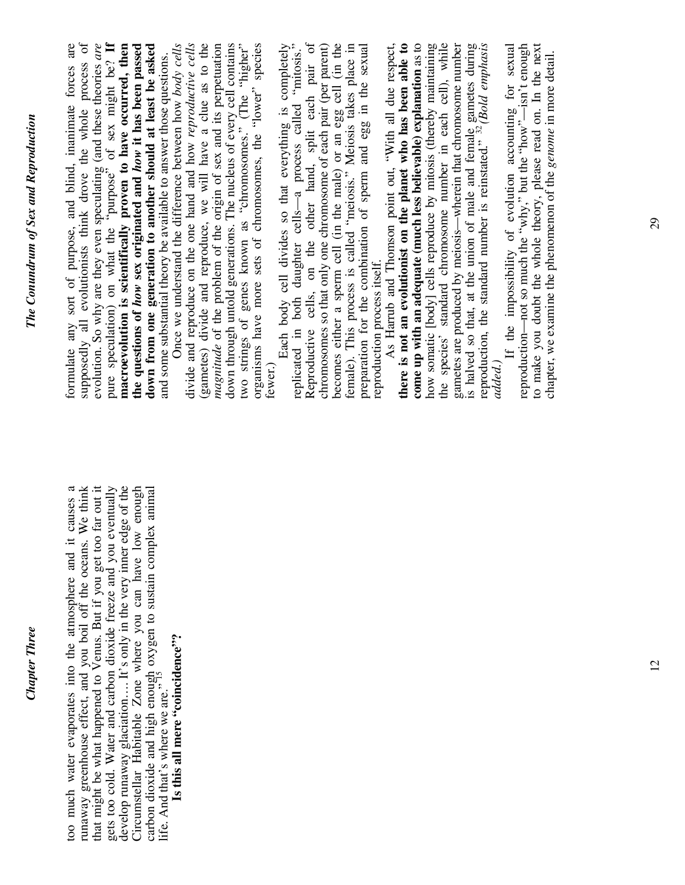too much water evaporates into the atmosphere and it causes a runaway greenhouse effect, and you boil off the oceans. We think that might be what happened to Venus. But if you get too far out it gets too cold. Water and carbon dioxide freeze and you eventually develop runaway glaciation.… It's only in the very inner edge of the Circumstellar Habitable Zone where you can have low enough carbon dioxide and high enough oxygen to sustain complex animal life. And that's where we are."[15]

**Is this all mere "coincidence"?**

formulate any sort of purpose, and blind, inanimate forces are supposedly all evolutionists think drove the whole process of evolution. So why are they even speculating (and these theories *are* pure speculation) on what the "purpose" of sex might be? **If macroevolution is scientifically proven to have occurred, then the questions of *how* sex originated and *how* it has been passed down from one generation to another should at least be asked** and some substantial theory be available to answer those questions.

Once we understand the difference between how *body cells* divide and reproduce on the one hand and how *reproductive cells* (gametes) divide and reproduce, we will have a clue as to the *magnitude* of the problem of the origin of sex and its perpetuation down through untold generations. The nucleus of every cell contains two strings of genes known as "chromosomes." (The "higher" organisms have more sets of chromosomes, the "lower" species fewer.)

Each body cell divides so that everything is completely replicated in both daughter cells—a process called "mitosis." Reproductive cells, on the other hand, split each pair of chromosomes so that only one chromosome of each pair (per parent) becomes either a sperm cell (in the male) or an egg cell (in the female). This process is called "meiosis." Meiosis takes place in preparation for the combination of sperm and egg in the sexual reproduction process itself.

As Harrub and Thomson point out, "With all due respect, **there is not an evolutionist on the planet who has been able to come up with an adequate (much less believable) explanation** as to how somatic [body] cells reproduce by mitosis (thereby maintaining the species' standard chromosome number in each cell), while gametes are produced by meiosis—wherein that chromosome number is halved so that, at the union of male and female gametes during reproduction, the standard number is reinstated."[32] *(Bold emphasis added.)*

If the impossibility of evolution accounting for sexual reproduction—not so much the "why," but the "how"—isn't enough to make you doubt the whole theory, please read on. In the next chapter, we examine the phenomenon of the *genome* in more detail.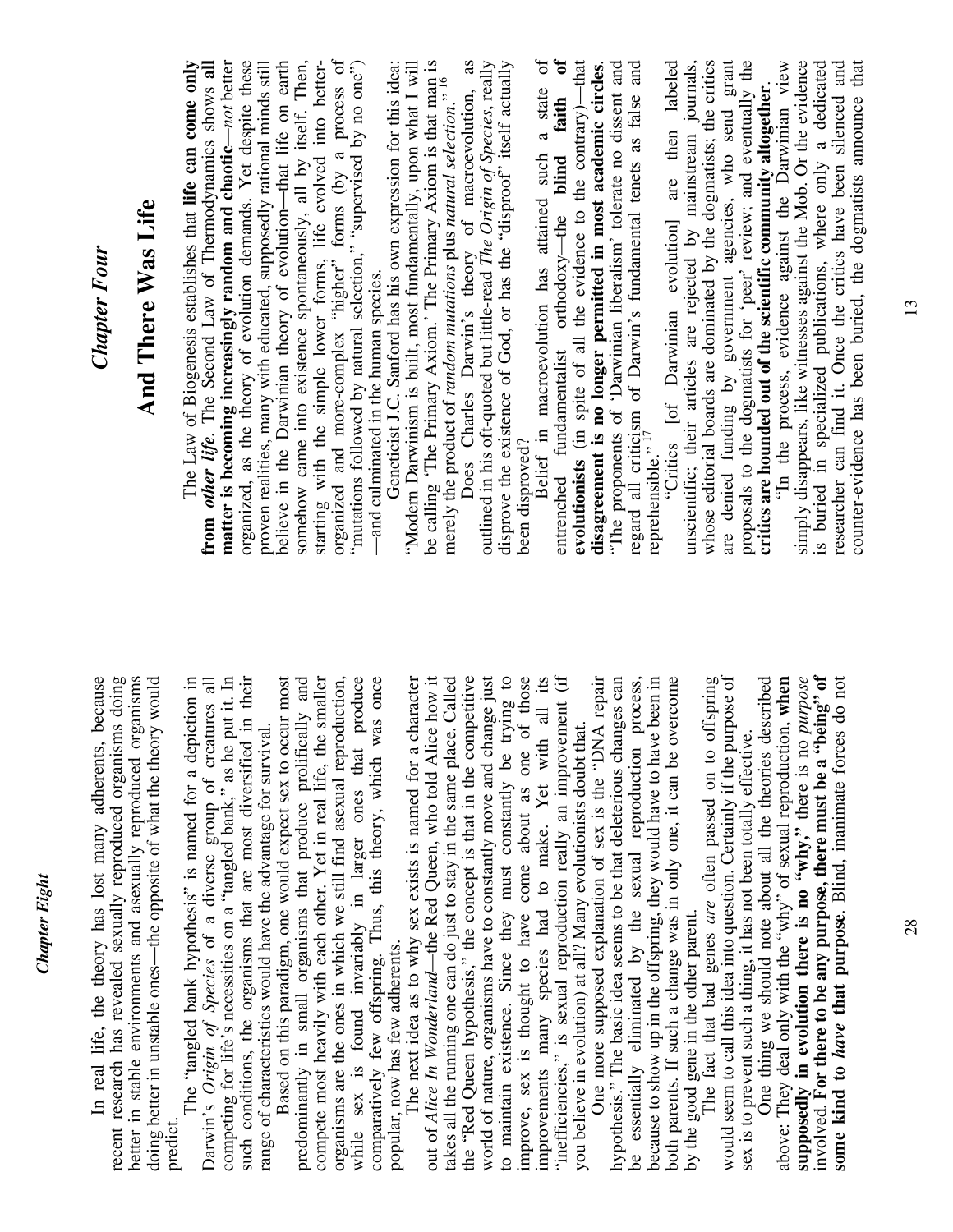In real life, the theory has lost many adherents, because recent research has revealed sexually reproduced organisms doing better in stable environments and asexually reproduced organisms doing better in unstable ones—the opposite of what the theory would predict.

The "tangled bank hypothesis" is named for a depiction in Darwin's *Origin of Species* of a diverse group of creatures all competing for life's necessities on a "tangled bank," as he put it. In such conditions, the organisms that are most diversified in their range of characteristics would have the advantage for survival.

Based on this paradigm, one would expect sex to occur most predominantly in small organisms that produce prolifically and compete most heavily with each other. Yet in real life, the smaller organisms are the ones in which we still find asexual reproduction, while sex is found invariably in larger ones that produce comparatively few offspring. Thus, this theory, which was once popular, now has few adherents.

The next idea as to why sex exists is named for a character out of *Alice In Wonderland*—the Red Queen, who told Alice how it takes all the running one can do just to stay in the same place. Called the "Red Queen hypothesis," the concept is that in the competitive world of nature, organisms have to constantly move and change just to maintain existence. Since they must constantly be trying to improve, sex is thought to have come about as one of those improvements many species had to make. Yet with all its "inefficiencies," is sexual reproduction really an improvement (if you believe in evolution) at all? Many evolutionists doubt that.

One more supposed explanation of sex is the "DNA repair hypothesis." The basic idea seems to be that deleterious changes can be essentially eliminated by the sexual reproduction process, because to show up in the offspring, they would have to have been in both parents. If such a change was in only one, it can be overcome by the good gene in the other parent.

The fact that bad genes *are* often passed on to offspring would seem to call this idea into question. Certainly if the purpose of sex is to prevent such a thing, it has not been totally effective.

One thing we should note about all the theories described above: They deal only with the "why" of sexual reproduction, **when supposedly in evolution there is no "why,"** there is no *purpose* involved. **For there to be any purpose, there must be a "being" of some kind to *have* that purpose**. Blind, inanimate forces do not

# Chapter Four

## And There Was Life

The Law of Biogenesis establishes that **life can come only from *other life***. The Second Law of Thermodynamics shows **all matter is becoming increasingly random and chaotic**—*not* better organized, as the theory of evolution demands. Yet despite these proven realities, many with educated, supposedly rational minds still believe in the Darwinian theory of evolution—that life on earth somehow came into existence spontaneously, all by itself. Then, starting with the simple lower forms, life evolved into better-organized and more-complex "higher" forms (by a process of "mutations followed by natural selection," "supervised by no one") —and culminated in the human species.

Geneticist J.C. Sanford has his own expression for this idea: "Modern Darwinism is built, most fundamentally, upon what I will be calling 'The Primary Axiom.' The Primary Axiom is that man is merely the product of *random mutations* plus *natural selection*."[16]

Does Charles Darwin's theory of macroevolution, as outlined in his oft-quoted but little-read *The Origin of Species*, really disprove the existence of God, or has the "disproof" itself actually been disproved?

Belief in macroevolution has attained such a state of entrenched fundamentalist orthodoxy—the **blind faith of evolutionists** (in spite of all the evidence to the contrary)—that **disagreement is no longer permitted in most academic circles**. "The proponents of 'Darwinian liberalism' tolerate no dissent and regard all criticism of Darwin's fundamental tenets as false and reprehensible."[17]

"Critics [of Darwinian evolution] are then labeled unscientific; their articles are rejected by mainstream journals, whose editorial boards are dominated by the dogmatists; the critics are denied funding by government agencies, who send grant proposals to the dogmatists for 'peer' review; and eventually the **critics are hounded out of the scientific community altogether**.

"In the process, evidence against the Darwinian view simply disappears, like witnesses against the Mob. Or the evidence is buried in specialized publications, where only a dedicated researcher can find it. Once the critics have been silenced and counter-evidence has been buried, the dogmatists announce that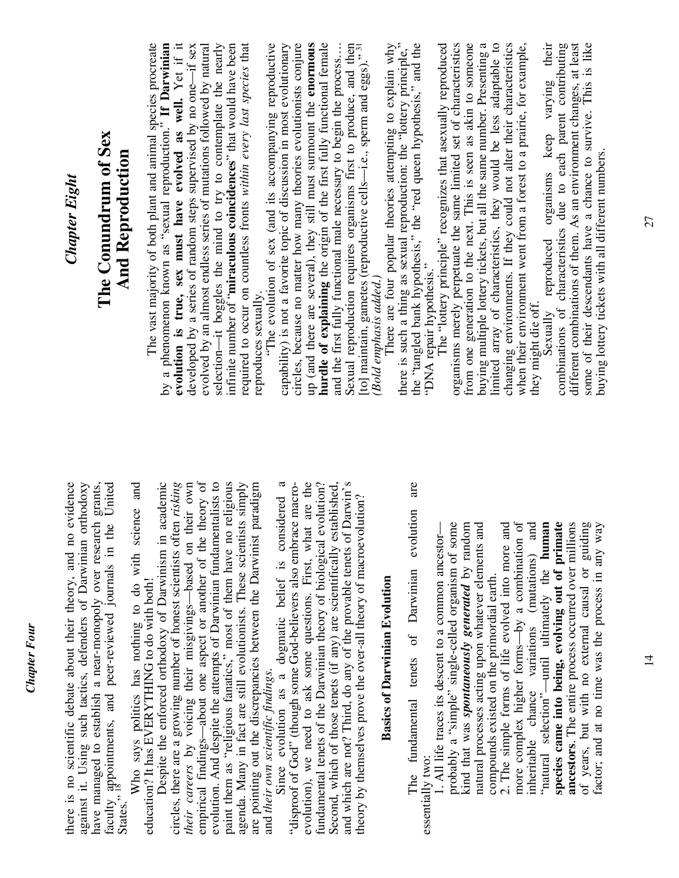there is no scientific debate about their theory, and no evidence against it. Using such tactics, defenders of Darwinian orthodoxy have managed to establish a near-monopoly over research grants, faculty appointments, and peer-reviewed journals in the United States."[18]

Who says politics has nothing to do with science and education? It has EVERYTHING to do with both!

Despite the enforced orthodoxy of Darwinism in academic circles, there are a growing number of honest scientists often *risking their careers* by voicing their misgivings—based on their own empirical findings—about one aspect or another of the theory of evolution. And despite the attempts of Darwinian fundamentalists to paint them as "religious fanatics," most of them have no religious agenda. Many in fact are still evolutionists. These scientists simply are pointing out the discrepancies between the Darwinist paradigm and *their own scientific findings.*

Since evolution as a dogmatic belief is considered a "disproof of God" (though some God-believers also embrace macro-evolution), we need to ask some questions. First, what are the fundamental tenets of the Darwinian theory of biological evolution? Second, which of those tenets (if any) are scientifically established, and which are not? Third, do any of the provable tenets of Darwin's theory by themselves prove the over-all theory of macroevolution?

## Basics of Darwinian Evolution

The fundamental tenets of Darwinian evolution are essentially two:

1. All life traces its descent to a common ancestor—probably a "simple" single-celled organism of some kind that was ***spontaneously generated*** by random natural processes acting upon whatever elements and compounds existed on the primordial earth.
2. The simple forms of life evolved into more and more complex higher forms—by a combination of inheritable chance variations (mutations) and "natural selection"—until ultimately the **human species came into being, evolving out of primate ancestors**. The entire process occurred over millions of years, but with no external causal or guiding factor, and at no time was the process in any way

# Chapter Eight

# The Conundrum of Sex And Reproduction

The vast majority of both plant and animal species procreate by a phenomenon known as "sexual reproduction." **If Darwinian evolution is true, sex must have evolved as well.** Yet if it developed by a series of random steps supervised by no one—if sex evolved by an almost endless series of mutations followed by natural selection—it boggles the mind to try to contemplate the nearly infinite number of "**miraculous coincidences**" that would have been required to occur on countless fronts *within every last species* that reproduces sexually.

"The evolution of sex (and its accompanying reproductive capability) is not a favorite topic of discussion in most evolutionary circles, because no matter how many theories evolutionists conjure up (and there are several), they still must surmount the **enormous hurdle of explaining** the origin of the first fully functional female and the first fully functional male necessary to begin the process… Sexual reproduction requires organisms first to produce, and then [to] maintain, gametes (reproductive cells—i.e., sperm and eggs)."[31] *(Bold emphasis added.)*

There are four popular theories attempting to explain why there is such a thing as sexual reproduction: the "lottery principle," the "tangled bank hypothesis," the "red queen hypothesis," and the "DNA repair hypothesis."

The "lottery principle" recognizes that asexually reproduced organisms merely perpetuate the same limited set of characteristics from one generation to the next. This is seen as akin to someone buying multiple lottery tickets, but all the same number. Presenting a limited array of characteristics, they would be less adaptable to changing environments. If they could not alter their characteristics when their environment went from a forest to a prairie, for example, they might die off.

Sexually reproduced organisms keep varying their combinations of characteristics due to each parent contributing different combinations of them. As an environment changes, at least some of their descendants have a chance to survive. This is like buying lottery tickets with all different numbers.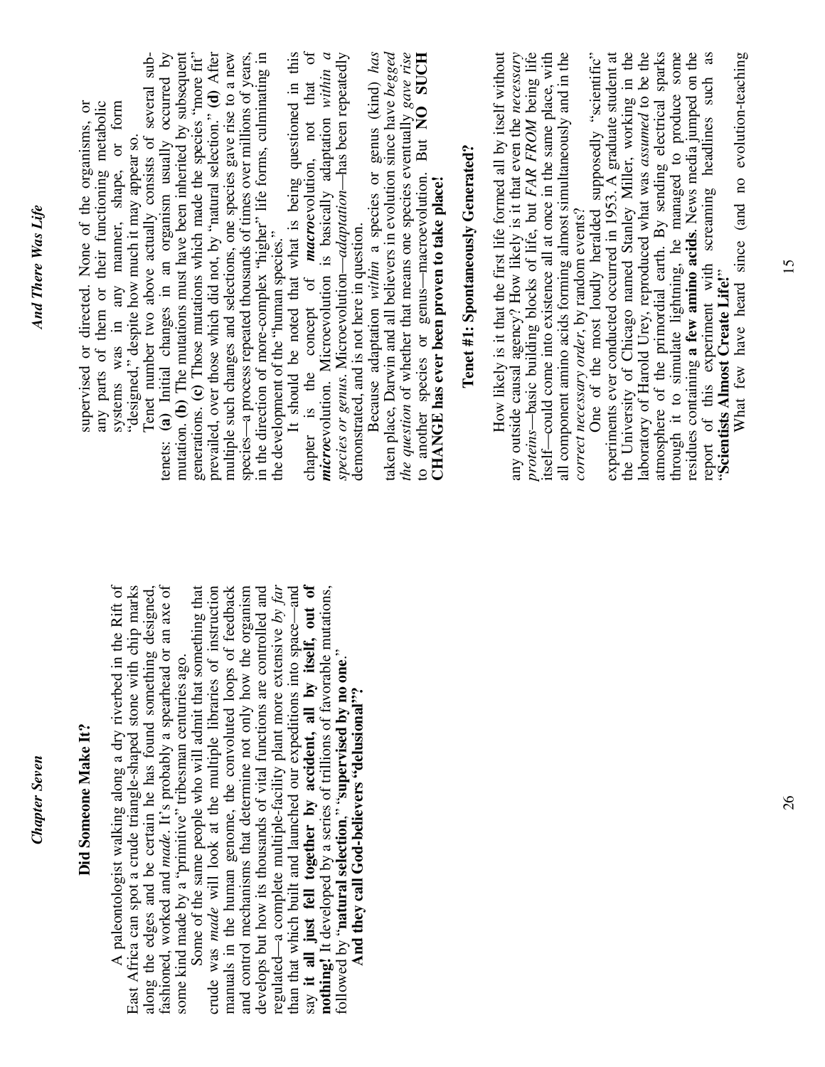## Did Someone Make It?

A paleontologist walking along a dry riverbed in the Rift of East Africa can spot a crude triangle-shaped stone with chip marks along the edges and be certain he has found something designed, fashioned, worked and *made*. It's probably a spearhead or an axe of some kind made by a "primitive" tribesman centuries ago.

Some of the same people who will admit that something that crude was *made* will look at the multiple libraries of instruction manuals in the human genome, the convoluted loops of feedback and control mechanisms that determine not only how the organism develops but how its thousands of vital functions are controlled and regulated—a complete multiple-facility plant more extensive *by far* than that which built and launched our expeditions into space—and say **it all just fell together by accident, all by itself, out of nothing!** It developed by a series of trillions of favorable mutations, followed by "**natural selection**," "**supervised by no one**."

**And they call God-believers "delusional"?**

supervised or directed. None of the organisms, or any parts of them or their functioning metabolic systems was in any manner, shape, or form "designed," despite how much it may appear so.

Tenet number two above actually consists of several sub-tenets: **(a)** Initial changes in an organism usually occurred by mutation. **(b)** The mutations must have been inherited by subsequent generations. **(c)** Those mutations which made the species "more fit" prevailed, over those which did not, by "natural selection." **(d)** After multiple such changes and selections, one species gave rise to a new species—a process repeated thousands of times over millions of years, in the direction of more-complex "higher" life forms, culminating in the development of the "human species."

It should be noted that what is being questioned in this chapter is the concept of ***macro***evolution, not that of ***micro***evolution. Microevolution is basically adaptation *within a species or genus*. Microevolution—*adaptation*—has been repeatedly demonstrated, and is not here in question.

Because adaptation *within* a species or genus (kind) *has* taken place, Darwin and all believers in evolution since have *begged the question* of whether that means one species eventually *gave rise* to another species or genus—macroevolution. But **NO SUCH CHANGE has ever been proven to take place!**

### Tenet #1: Spontaneously Generated?

How likely is it that the first life formed all by itself without any outside causal agency? How likely is it that even the *necessary proteins*—basic building blocks of life, but *FAR FROM* being life itself—could come into existence all at once in the same place, with all component amino acids forming almost simultaneously and in the *correct necessary order*, by random events?

One of the most loudly heralded supposedly "scientific" experiments ever conducted occurred in 1953. A graduate student at the University of Chicago named Stanley Miller, working in the laboratory of Harold Urey, reproduced what was *assumed* to be the atmosphere of the primordial earth. By sending electrical sparks through it to simulate lightning, he managed to produce some residues containing **a few amino acids**. News media jumped on the report of this experiment with screaming headlines such as "**Scientists Almost Create Life!**"

What few have heard since (and no evolution-teaching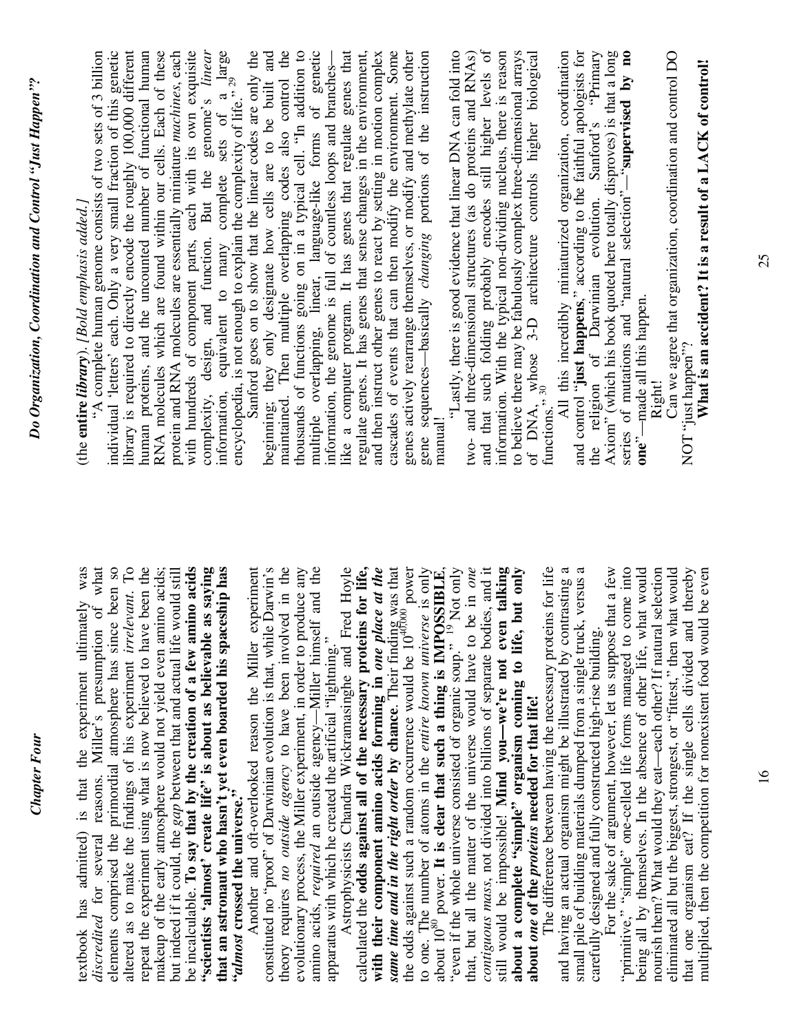textbook has admitted) is that the experiment ultimately was *discredited* for several reasons. Miller's presumption of what elements comprised the primordial atmosphere has since been so altered as to make the findings of his experiment *irrelevant*. To repeat the experiment using what is now believed to have been the makeup of the early atmosphere would not yield even amino acids; but indeed if it could, the *gap* between that and actual life would still be incalculable. **To say that by the creation of a few amino acids "scientists 'almost' create life" is about as believable as saying that an astronaut who hasn't yet even boarded his spaceship has "*almost* crossed the universe."**

Another and oft-overlooked reason the Miller experiment constituted no "proof" of Darwinian evolution is that, while Darwin's theory requires *no outside agency* to have been involved in the evolutionary process, the Miller experiment, in order to produce any amino acids, *required* an outside agency—Miller himself and the apparatus with which he created the artificial "lightning."

Astrophysicists Chandra Wickramasinghe and Fred Hoyle calculated the **odds against all of the necessary proteins for life, with their component amino acids forming in *one place at the same time and in the right order* by chance**. Their finding was that the odds against such a random occurrence would be $10^{40,000}$ power to one. The number of atoms in the *entire known universe* is only about $10^{80}$ power. **It is clear that such a thing is IMPOSSIBLE**, "even if the whole universe consisted of organic soup." [19] Not only that, but all the matter of the universe would have to be in *one contiguous mass*, not divided into billions of separate bodies, and it still would be impossible! **Mind you—we're not even talking about a complete "simple" organism coming to life, but only about *one* of the *proteins* needed for that life!**

The difference between having the necessary proteins for life and having an actual organism might be illustrated by contrasting a small pile of building materials dumped from a single truck, versus a carefully designed and fully constructed high-rise building.

For the sake of argument, however, let us suppose that a few "primitive," "simple" one-celled life forms managed to come into being all by themselves. In the absence of other life, what would nourish them? What would they eat—each other? If natural selection eliminated all but the biggest, strongest, or "fittest," then what would that one organism eat? If the single cells divided and thereby multiplied, then the competition for nonexistent food would be even

(the **entire *library***). *[Bold emphasis added.]*

"A complete human genome consists of two sets of 3 billion individual 'letters' each. Only a very small fraction of this genetic library is required to directly encode the roughly 100,000 different human proteins, and the uncounted number of functional human RNA molecules which are found within our cells. Each of these protein and RNA molecules are essentially miniature *machines*, each with hundreds of component parts, each with its own exquisite complexity, design, and function. But the genome's *linear* information, equivalent to many complete sets of a large encyclopedia, is not enough to explain the complexity of life." [29]

Sanford goes on to show that the linear codes are only the beginning; they only designate how cells are to be built and maintained. Then multiple overlapping codes also control the thousands of functions going on in a typical cell. "In addition to multiple overlapping, linear, language-like forms of genetic information, the genome is full of countless loops and branches—like a computer program. It has genes that regulate genes that regulate genes. It has genes that sense changes in the environment, and then instruct other genes to react by setting in motion complex cascades of events that can then modify the environment. Some genes actively rearrange themselves, or modify and methylate other gene sequences—basically *changing* portions of the instruction manual!

"Lastly, there is good evidence that linear DNA can fold into two- and three-dimensional structures (as do proteins and RNAs) and that such folding probably encodes still higher levels of information. With the typical non-dividing nucleus, there is reason to believe there may be fabulously complex three-dimensional arrays of DNA, whose 3-D architecture controls higher biological functions." [30]

All this incredibly miniaturized organization, coordination and control "**just happens**," according to the faithful apologists for the religion of Darwinian evolution. Sanford's "Primary Axiom" (which his book quoted here totally disproves) is that a long series of mutations and "natural selection"—"**supervised by no one**"—made all this happen.

Right!

Can we agree that organization, coordination and control DO NOT "just happen"?

**What is an accident? It is a result of a LACK of control!**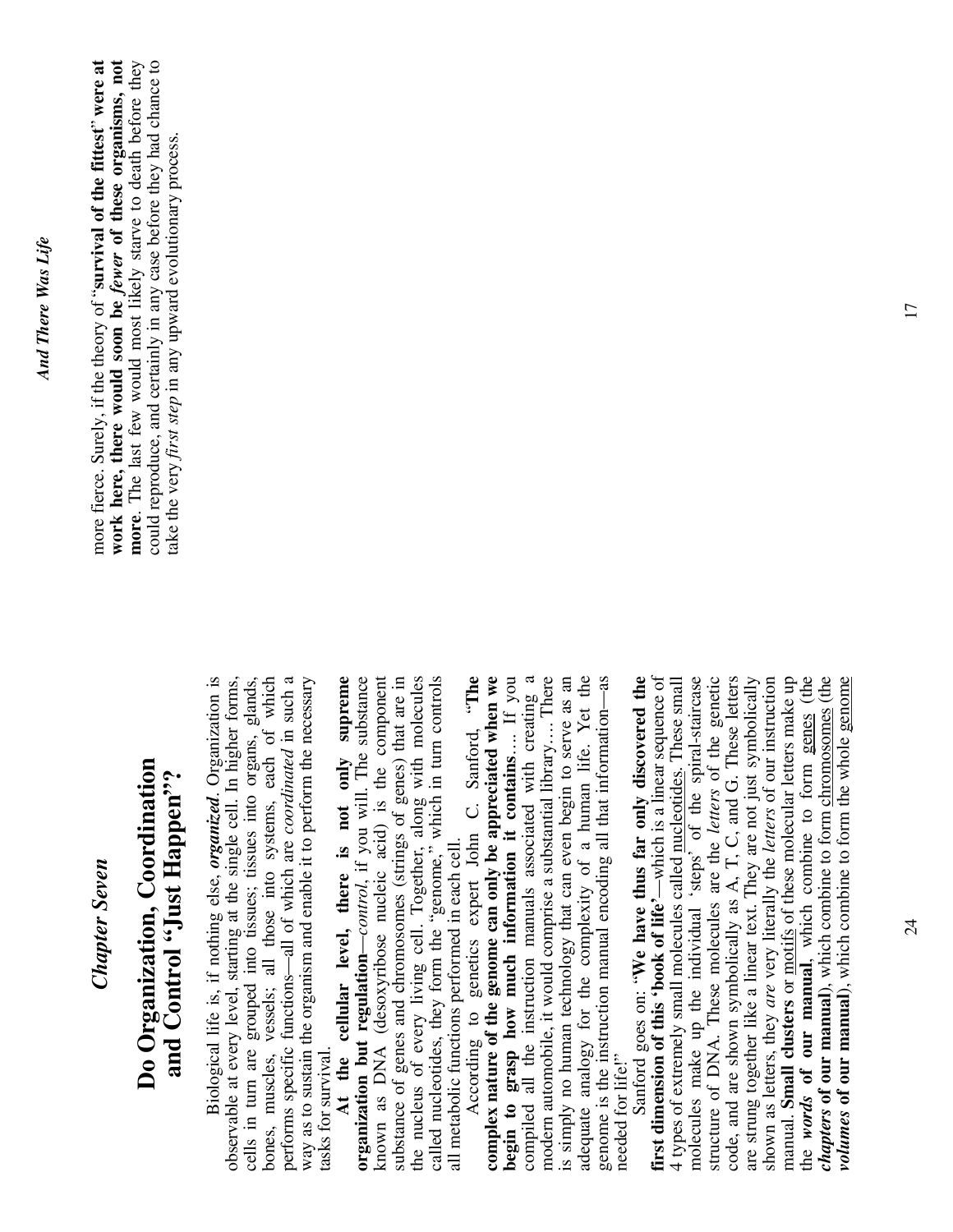## *Chapter Seven*

# Do Organization, Coordination and Control "Just Happen"?

Biological life is, if nothing else, ***organized***. Organization is observable at every level, starting at the single cell. In higher forms, cells in turn are grouped into tissues; tissues into organs, glands, bones, muscles, vessels; all those into systems, each of which performs specific functions—all of which are *coordinated* in such a way as to sustain the organism and enable it to perform the necessary tasks for survival.

**At the cellular level, there is not only supreme organization but regulation**—*control*, if you will. The substance known as DNA (desoxyribose nucleic acid) is the component substance of genes and chromosomes (strings of genes) that are in the nucleus of every living cell. Together, along with molecules called nucleotides, they form the "genome," which in turn controls all metabolic functions performed in each cell.

According to genetics expert John C. Sanford, "**The complex nature of the genome can only be appreciated when we begin to grasp how much information it contains**… If you compiled all the instruction manuals associated with creating a modern automobile, it would comprise a substantial library…. There is simply no human technology that can even begin to serve as an adequate analogy for the complexity of a human life. Yet the genome is the instruction manual encoding all that information—as needed for life!"

Sanford goes on: "**We have thus far only discovered the first dimension of this 'book of life'**—which is a linear sequence of 4 types of extremely small molecules called nucleotides. These small molecules make up the individual 'steps' of the spiral-staircase structure of DNA. These molecules are the *letters* of the genetic code, and are shown symbolically as A, T, C, and G. These letters are strung together like a linear text. They are not just symbolically shown as letters, they *are* very literally the *letters* of our instruction manual. **Small clusters** or motifs of these molecular letters make up the ***words* of our manual**, which combine to form genes (the ***chapters* of our manual**), which combine to form chromosomes (the ***volumes* of our manual**), which combine to form the whole genome

more fierce. Surely, if the theory of "**survival of the fittest" were at work here, there would soon be *fewer* of these organisms, not more**. The last few would most likely starve to death before they could reproduce, and certainly in any case before they had chance to take the very *first step* in any upward evolutionary process.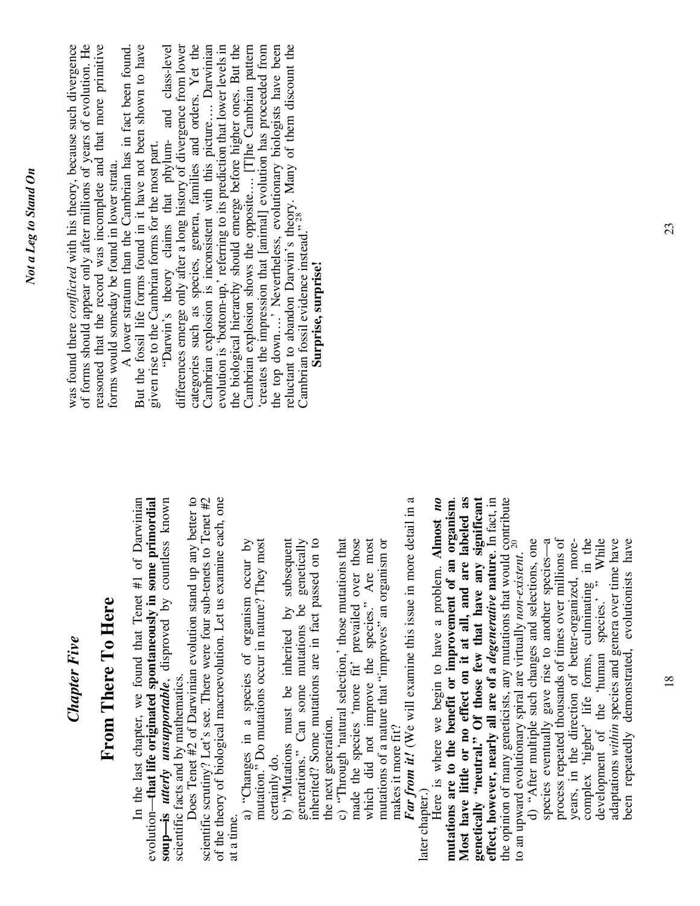# Chapter Five

## From There To Here

In the last chapter, we found that Tenet #1 of Darwinian evolution—**that life originated spontaneously in some primordial soup—is *utterly unsupportable***, disproved by countless known scientific facts and by mathematics.

Does Tenet #2 of Darwinian evolution stand up any better to scientific scrutiny? Let's see. There were four sub-tenets to Tenet #2 of the theory of biological macroevolution. Let us examine each, one at a time.

a) "Changes in a species of organism occur by mutation." Do mutations occur in nature? They most certainly do.

b) "Mutations must be inherited by subsequent generations." Can some mutations be genetically inherited? Some mutations are in fact passed on to the next generation.

c) "Through 'natural selection,' those mutations that made the species 'more fit' prevailed over those which did not improve the species." Are most mutations of a nature that "improves" an organism or makes it more fit?

***Far from it!*** (We will examine this issue in more detail in a later chapter.)

Here is where we begin to have a problem. **Almost *no* mutations are to the benefit or improvement of an organism. Most have little or no effect on it at all, and are labeled as genetically "neutral." Of those few that have any significant effect, however, nearly all are of a *degenerative* nature**. In fact, in the opinion of many geneticists, any mutations that would contribute to an upward evolutionary spiral are virtually *non-existent*. [20]

d) "After multiple such changes and selections, one species eventually gave rise to another species—a process repeated thousands of times over millions of years, in the direction of better-organized, more-complex 'higher' life forms, culminating in the development of the 'human species.'" While adaptations *within* species and genera over time have been repeatedly demonstrated, evolutionists have

was found there *conflicted* with his theory, because such divergence of forms should appear only after millions of years of evolution. He reasoned that the record was incomplete and that more primitive forms would someday be found in lower strata.

A lower stratum than the Cambrian has in fact been found. But the fossil life forms found in it have not been shown to have given rise to the Cambrian forms for the most part.

"Darwin's theory claims that phylum- and class-level differences emerge only after a long history of divergence from lower categories such as species, genera, families and orders. Yet the Cambrian explosion is inconsistent with this picture.... Darwinian evolution is 'bottom-up,' referring to its prediction that lower levels in the biological hierarchy should emerge before higher ones. But the Cambrian explosion shows the opposite.... [T]he Cambrian pattern 'creates the impression that [animal] evolution has proceeded from the top down....' Nevertheless, evolutionary biologists have been reluctant to abandon Darwin's theory. Many of them discount the Cambrian fossil evidence instead." [28]

**Surprise, surprise!**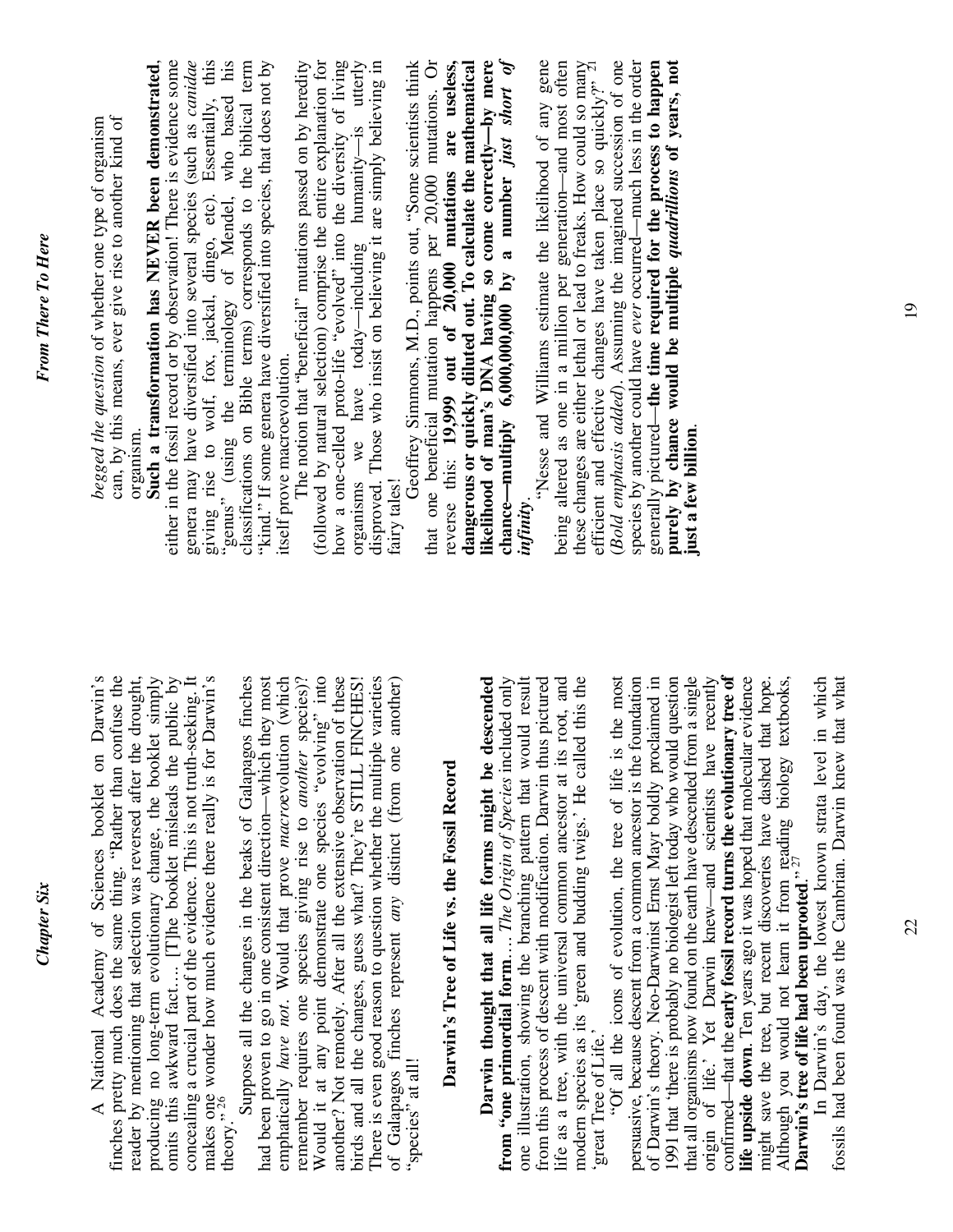A National Academy of Sciences booklet on Darwin's finches pretty much does the same thing. "Rather than confuse the reader by mentioning that selection was reversed after the drought, producing no long-term evolutionary change, the booklet simply omits this awkward fact.... [T]he booklet misleads the public by concealing a crucial part of the evidence. This is not truth-seeking. It makes one wonder how much evidence there really is for Darwin's theory."[26]

Suppose all the changes in the beaks of Galapagos finches had been proven to go in one consistent direction—which they most emphatically *have not*. Would that prove *macro*evolution (which remember requires one species giving rise to *another* species)? Would it at any point demonstrate one species "evolving" into another? Not remotely. After all the extensive observation of these birds and all the changes, guess what? They're STILL FINCHES! There is even good reason to question whether the multiple varieties of Galapagos finches represent *any* distinct (from one another) "species" at all!

## Darwin's Tree of Life vs. the Fossil Record

**Darwin thought that all life forms might be descended from "one primordial form**... *The Origin of Species* included only one illustration, showing the branching pattern that would result from this process of descent with modification. Darwin thus pictured life as a tree, with the universal common ancestor at its root, and modern species as its 'green and budding twigs.' He called this the 'great Tree of Life.'

"Of all the icons of evolution, the tree of life is the most persuasive, because descent from a common ancestor is the foundation of Darwin's theory. Neo-Darwinist Ernst Mayr boldly proclaimed in 1991 that 'there is probably no biologist left today who would question that all organisms now found on the earth have descended from a single origin of life.' Yet Darwin knew—and scientists have recently confirmed—that the **early fossil record turns the evolutionary tree of life upside down**. Ten years ago it was hoped that molecular evidence might save the tree, but recent discoveries have dashed that hope. Although you would not learn it from reading biology textbooks, **Darwin's tree of life had been uprooted**."[27]

In Darwin's day, the lowest known strata level in which fossils had been found was the Cambrian. Darwin knew that what

*begged the question* of whether one type of organism can, by this means, ever give rise to another kind of organism.

**Such a transformation has NEVER been demonstrated**, either in the fossil record or by observation! There is evidence some genera may have diversified into several species (such as *canidae* giving rise to wolf, fox, jackal, dingo, etc). Essentially, this "genus" (using the terminology of Mendel, who based his classifications on Bible terms) corresponds to the biblical term "kind." If some genera have diversified into species, that does not by itself prove macroevolution.

The notion that "beneficial" mutations passed on by heredity (followed by natural selection) comprise the entire explanation for how a one-celled proto-life "evolved" into the diversity of living organisms we have today—including humanity—is utterly disproved. Those who insist on believing it are simply believing in fairy tales!

Geoffrey Simmons, M.D., points out, "Some scientists think that one beneficial mutation happens per 20,000 mutations. Or reverse this: **19,999 out of 20,000 mutations are useless, dangerous or quickly diluted out. To calculate the mathematical likelihood of man's DNA having so come correctly—by mere chance—multiply 6,000,000,000 by a number *just short of infinity***.

"Nesse and Williams estimate the likelihood of any gene being altered as one in a million per generation—and most often these changes are either lethal or lead to freaks. How could so many efficient and effective changes have taken place so quickly?"[21] (*Bold emphasis added*). Assuming the imagined succession of one species by another could have *ever* occurred—much less in the order generally pictured—**the time required for the process to happen purely by chance would be multiple *quadrillions* of years, not just a few billion**.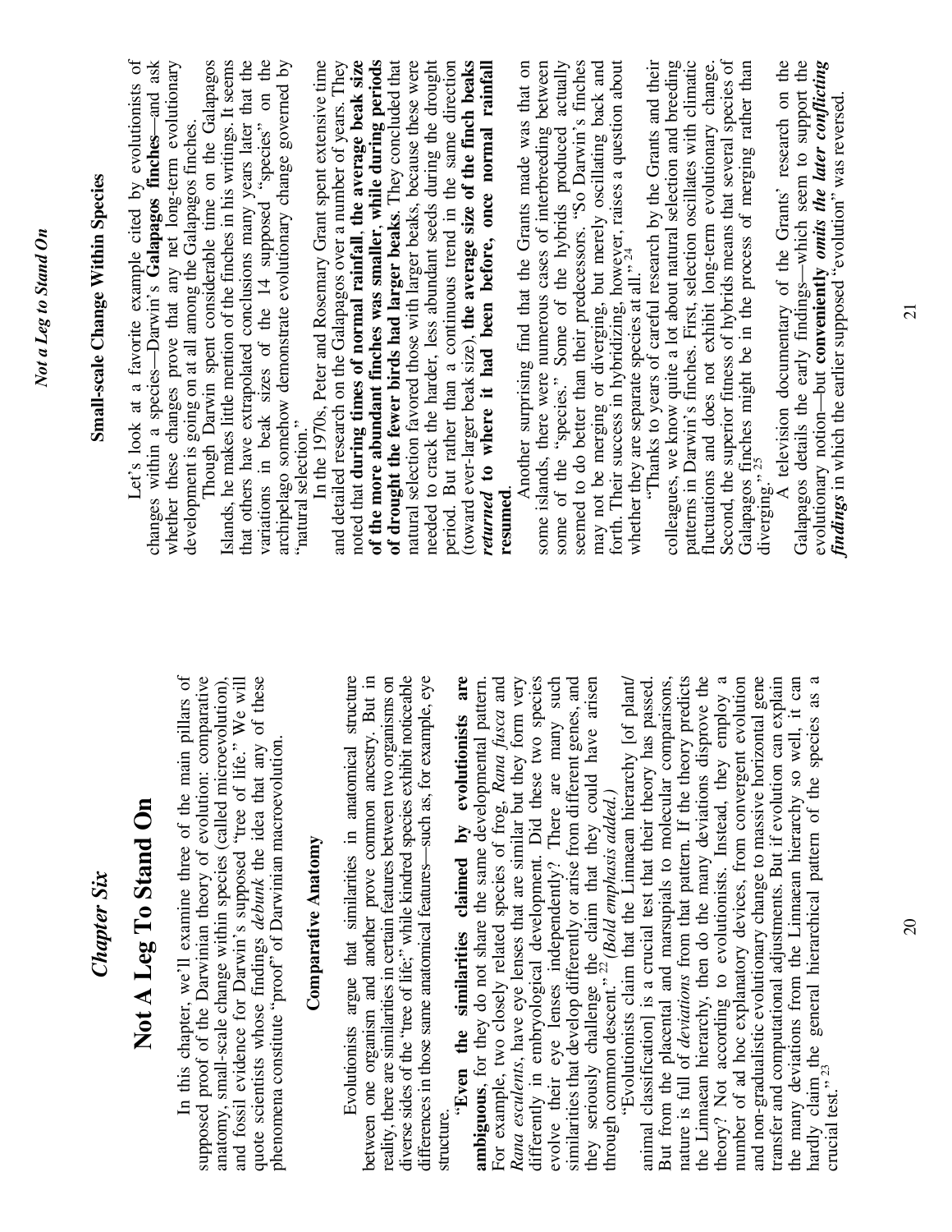# Chapter Six

# Not A Leg To Stand On

In this chapter, we'll examine three of the main pillars of supposed proof of the Darwinian theory of evolution: comparative anatomy, small-scale change within species (called microevolution), and fossil evidence for Darwin's supposed "tree of life." We will quote scientists whose findings *debunk* the idea that any of these phenomena constitute "proof" of Darwinian macroevolution.

## Comparative Anatomy

Evolutionists argue that similarities in anatomical structure between one organism and another prove common ancestry. But in reality, there are similarities in certain features between two organisms on diverse sides of the "tree of life," while kindred species exhibit noticeable differences in those same anatomical features—such as, for example, eye structure.

"**Even the similarities claimed by evolutionists are ambiguous**, for they do not share the same developmental pattern. For example, two closely related species of frog, *Rana fusca* and *Rana esculents*, have eye lenses that are similar but they form very differently in embryological development. Did these two species evolve their eye lenses independently? There are many such similarities that develop differently or arise from different genes, and they seriously challenge the claim that they could have arisen through common descent."[22] *(Bold emphasis added.)*

"Evolutionists claim that the Linnaean hierarchy [of plant/animal classification] is a crucial test that their theory has passed. But from the placental and marsupials to molecular comparisons, nature is full of *deviations* from that pattern. If the theory predicts the Linnaean hierarchy, then do the many deviations disprove the theory? Not according to evolutionists. Instead, they employ a number of ad hoc explanatory devices, from convergent evolution and non-gradualistic evolutionary change to massive horizontal gene transfer and computational adjustments. But if evolution can explain the many deviations from the Linnaean hierarchy so well, it can hardly claim the general hierarchical pattern of the species as a crucial test."[23]

## Small-scale Change Within Species

Let's look at a favorite example cited by evolutionists of changes within a species—Darwin's **Galapagos finches**—and ask whether these changes prove that any net long-term evolutionary development is going on at all among the Galapagos finches.

Though Darwin spent considerable time on the Galapagos Islands, he makes little mention of the finches in his writings. It seems that others have extrapolated conclusions many years later that the variations in beak sizes of the 14 supposed "species" on the archipelago somehow demonstrate evolutionary change governed by "natural selection."

In the 1970s, Peter and Rosemary Grant spent extensive time and detailed research on the Galapagos over a number of years. They noted that **during times of normal rainfall**, **the average beak size of the more abundant finches was smaller**, **while during periods of drought the fewer birds had larger beaks**. They concluded that natural selection favored those with larger beaks, because these were needed to crack the harder, less abundant seeds during the drought period. But rather than a continuous trend in the same direction (toward ever-larger beak size), **the average size of the finch beaks *returned* to where it had been before, once normal rainfall resumed**.

Another surprising find that the Grants made was that on some islands, there were numerous cases of interbreeding between some of the "species." Some of the hybrids produced actually seemed to do better than their predecessors. "So Darwin's finches may not be merging or diverging, but merely oscillating back and forth. Their success in hybridizing, however, raises a question about whether they are separate species at all."[24]

"Thanks to years of careful research by the Grants and their colleagues, we know quite a lot about natural selection and breeding patterns in Darwin's finches. First, selection oscillates with climatic fluctuations and does not exhibit long-term evolutionary change. Second, the superior fitness of hybrids means that several species of Galapagos finches might be in the process of merging rather than diverging."[25]

A television documentary of the Grants' research on the Galapagos details the early findings—which seem to support the evolutionary notion—but **conveniently *omits the later conflicting findings*** in which the earlier supposed "evolution" was reversed.